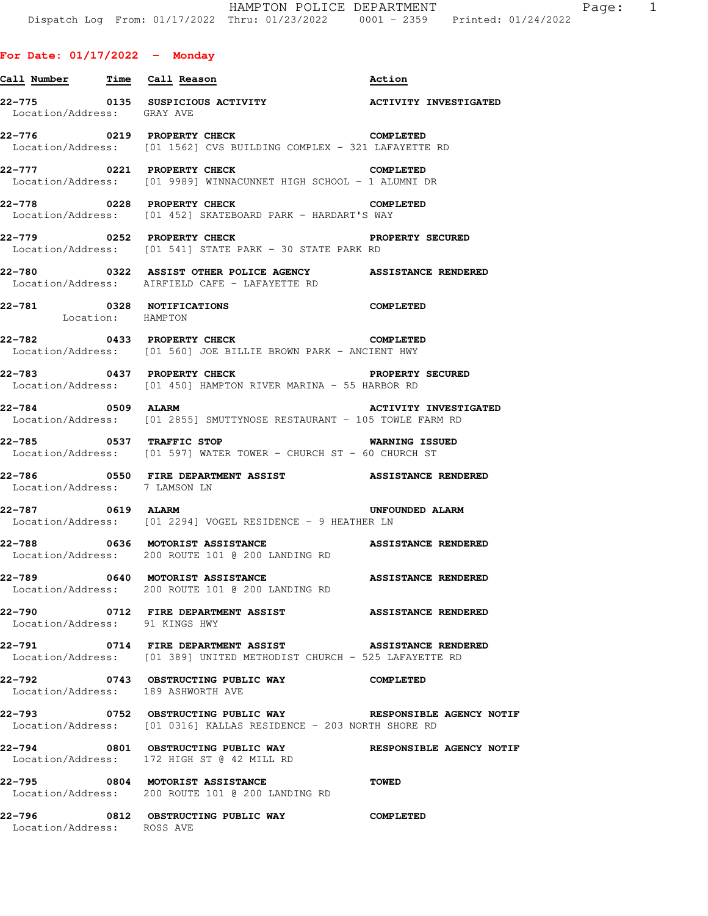# HAMPTON POLICE DEPARTMENT

Dispatch Log From: 01/17/2022 Thru: 01/23/2022 0001 - 2359 Printed: 01/24/2022

## For Date: 01/17/2022 - Monday

| Call Number | Time | Call Reason | Action |
|---|---|---|---|
| 22-775 | 0135 | SUSPICIOUS ACTIVITY | ACTIVITY INVESTIGATED |
| Location/Address: | | GRAY AVE | |
| 22-776 | 0219 | PROPERTY CHECK | COMPLETED |
| Location/Address: | | [01 1562] CVS BUILDING COMPLEX - 321 LAFAYETTE RD | |
| 22-777 | 0221 | PROPERTY CHECK | COMPLETED |
| Location/Address: | | [01 9989] WINNACUNNET HIGH SCHOOL - 1 ALUMNI DR | |
| 22-778 | 0228 | PROPERTY CHECK | COMPLETED |
| Location/Address: | | [01 452] SKATEBOARD PARK - HARDART'S WAY | |
| 22-779 | 0252 | PROPERTY CHECK | PROPERTY SECURED |
| Location/Address: | | [01 541] STATE PARK - 30 STATE PARK RD | |
| 22-780 | 0322 | ASSIST OTHER POLICE AGENCY | ASSISTANCE RENDERED |
| Location/Address: | | AIRFIELD CAFE - LAFAYETTE RD | |
| 22-781 | 0328 | NOTIFICATIONS | COMPLETED |
| Location: | | HAMPTON | |
| 22-782 | 0433 | PROPERTY CHECK | COMPLETED |
| Location/Address: | | [01 560] JOE BILLIE BROWN PARK - ANCIENT HWY | |
| 22-783 | 0437 | PROPERTY CHECK | PROPERTY SECURED |
| Location/Address: | | [01 450] HAMPTON RIVER MARINA - 55 HARBOR RD | |
| 22-784 | 0509 | ALARM | ACTIVITY INVESTIGATED |
| Location/Address: | | [01 2855] SMUTTYNOSE RESTAURANT - 105 TOWLE FARM RD | |
| 22-785 | 0537 | TRAFFIC STOP | WARNING ISSUED |
| Location/Address: | | [01 597] WATER TOWER - CHURCH ST - 60 CHURCH ST | |
| 22-786 | 0550 | FIRE DEPARTMENT ASSIST | ASSISTANCE RENDERED |
| Location/Address: | | 7 LAMSON LN | |
| 22-787 | 0619 | ALARM | UNFOUNDED ALARM |
| Location/Address: | | [01 2294] VOGEL RESIDENCE - 9 HEATHER LN | |
| 22-788 | 0636 | MOTORIST ASSISTANCE | ASSISTANCE RENDERED |
| Location/Address: | | 200 ROUTE 101 @ 200 LANDING RD | |
| 22-789 | 0640 | MOTORIST ASSISTANCE | ASSISTANCE RENDERED |
| Location/Address: | | 200 ROUTE 101 @ 200 LANDING RD | |
| 22-790 | 0712 | FIRE DEPARTMENT ASSIST | ASSISTANCE RENDERED |
| Location/Address: | | 91 KINGS HWY | |
| 22-791 | 0714 | FIRE DEPARTMENT ASSIST | ASSISTANCE RENDERED |
| Location/Address: | | [01 389] UNITED METHODIST CHURCH - 525 LAFAYETTE RD | |
| 22-792 | 0743 | OBSTRUCTING PUBLIC WAY | COMPLETED |
| Location/Address: | | 189 ASHWORTH AVE | |
| 22-793 | 0752 | OBSTRUCTING PUBLIC WAY | RESPONSIBLE AGENCY NOTIF |
| Location/Address: | | [01 0316] KALLAS RESIDENCE - 203 NORTH SHORE RD | |
| 22-794 | 0801 | OBSTRUCTING PUBLIC WAY | RESPONSIBLE AGENCY NOTIF |
| Location/Address: | | 172 HIGH ST @ 42 MILL RD | |
| 22-795 | 0804 | MOTORIST ASSISTANCE | TOWED |
| Location/Address: | | 200 ROUTE 101 @ 200 LANDING RD | |
| 22-796 | 0812 | OBSTRUCTING PUBLIC WAY | COMPLETED |
| Location/Address: | | ROSS AVE | |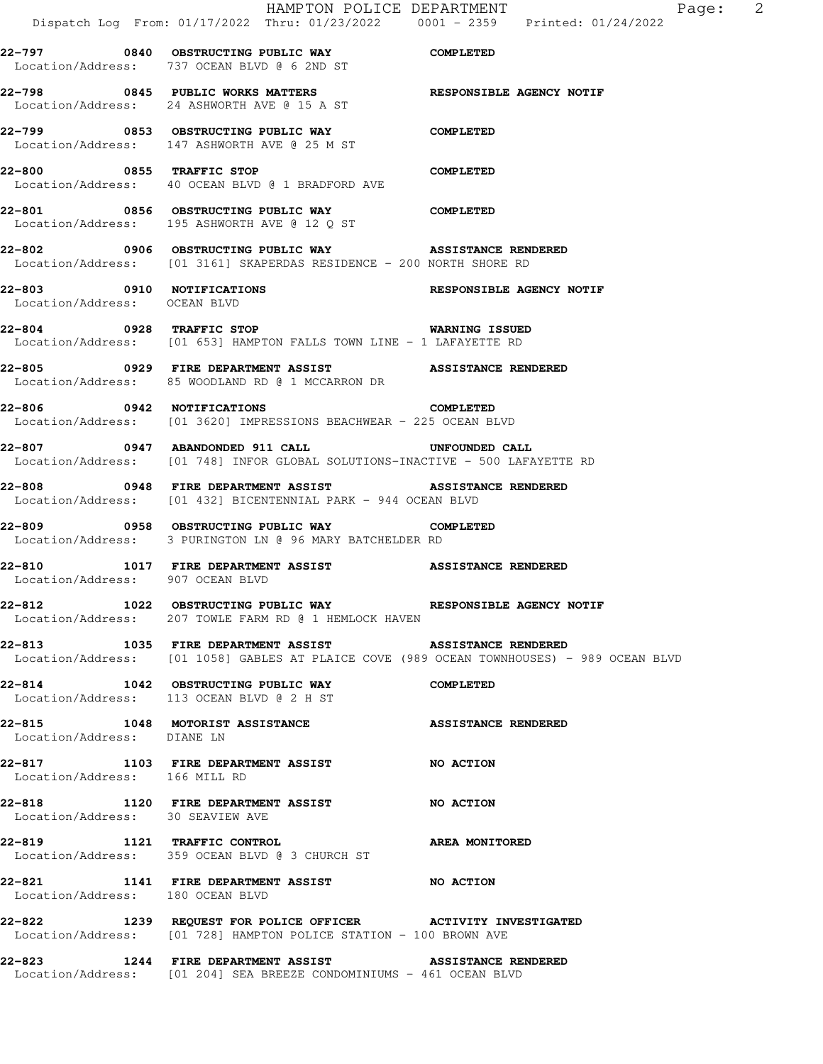22-797 0840 OBSTRUCTING PUBLIC WAY COMPLETED
Location/Address: 737 OCEAN BLVD @ 6 2ND ST

22-798 0845 PUBLIC WORKS MATTERS RESPONSIBLE AGENCY NOTIF
Location/Address: 24 ASHWORTH AVE @ 15 A ST

22-799 0853 OBSTRUCTING PUBLIC WAY COMPLETED
Location/Address: 147 ASHWORTH AVE @ 25 M ST

22-800 0855 TRAFFIC STOP COMPLETED
Location/Address: 40 OCEAN BLVD @ 1 BRADFORD AVE

22-801 0856 OBSTRUCTING PUBLIC WAY COMPLETED
Location/Address: 195 ASHWORTH AVE @ 12 Q ST

22-802 0906 OBSTRUCTING PUBLIC WAY ASSISTANCE RENDERED
Location/Address: [01 3161] SKAPERDAS RESIDENCE - 200 NORTH SHORE RD

22-803 0910 NOTIFICATIONS RESPONSIBLE AGENCY NOTIF
Location/Address: OCEAN BLVD

22-804 0928 TRAFFIC STOP WARNING ISSUED
Location/Address: [01 653] HAMPTON FALLS TOWN LINE - 1 LAFAYETTE RD

22-805 0929 FIRE DEPARTMENT ASSIST ASSISTANCE RENDERED
Location/Address: 85 WOODLAND RD @ 1 MCCARRON DR

22-806 0942 NOTIFICATIONS COMPLETED
Location/Address: [01 3620] IMPRESSIONS BEACHWEAR - 225 OCEAN BLVD

22-807 0947 ABANDONDED 911 CALL UNFOUNDED CALL
Location/Address: [01 748] INFOR GLOBAL SOLUTIONS-INACTIVE - 500 LAFAYETTE RD

22-808 0948 FIRE DEPARTMENT ASSIST ASSISTANCE RENDERED
Location/Address: [01 432] BICENTENNIAL PARK - 944 OCEAN BLVD

22-809 0958 OBSTRUCTING PUBLIC WAY COMPLETED
Location/Address: 3 PURINGTON LN @ 96 MARY BATCHELDER RD

22-810 1017 FIRE DEPARTMENT ASSIST ASSISTANCE RENDERED
Location/Address: 907 OCEAN BLVD

22-812 1022 OBSTRUCTING PUBLIC WAY RESPONSIBLE AGENCY NOTIF
Location/Address: 207 TOWLE FARM RD @ 1 HEMLOCK HAVEN

22-813 1035 FIRE DEPARTMENT ASSIST ASSISTANCE RENDERED
Location/Address: [01 1058] GABLES AT PLAICE COVE (989 OCEAN TOWNHOUSES) - 989 OCEAN BLVD

22-814 1042 OBSTRUCTING PUBLIC WAY COMPLETED
Location/Address: 113 OCEAN BLVD @ 2 H ST

22-815 1048 MOTORIST ASSISTANCE ASSISTANCE RENDERED
Location/Address: DIANE LN

22-817 1103 FIRE DEPARTMENT ASSIST NO ACTION
Location/Address: 166 MILL RD

22-818 1120 FIRE DEPARTMENT ASSIST NO ACTION
Location/Address: 30 SEAVIEW AVE

22-819 1121 TRAFFIC CONTROL AREA MONITORED
Location/Address: 359 OCEAN BLVD @ 3 CHURCH ST

22-821 1141 FIRE DEPARTMENT ASSIST NO ACTION
Location/Address: 180 OCEAN BLVD

22-822 1239 REQUEST FOR POLICE OFFICER ACTIVITY INVESTIGATED
Location/Address: [01 728] HAMPTON POLICE STATION - 100 BROWN AVE

22-823 1244 FIRE DEPARTMENT ASSIST ASSISTANCE RENDERED
Location/Address: [01 204] SEA BREEZE CONDOMINIUMS - 461 OCEAN BLVD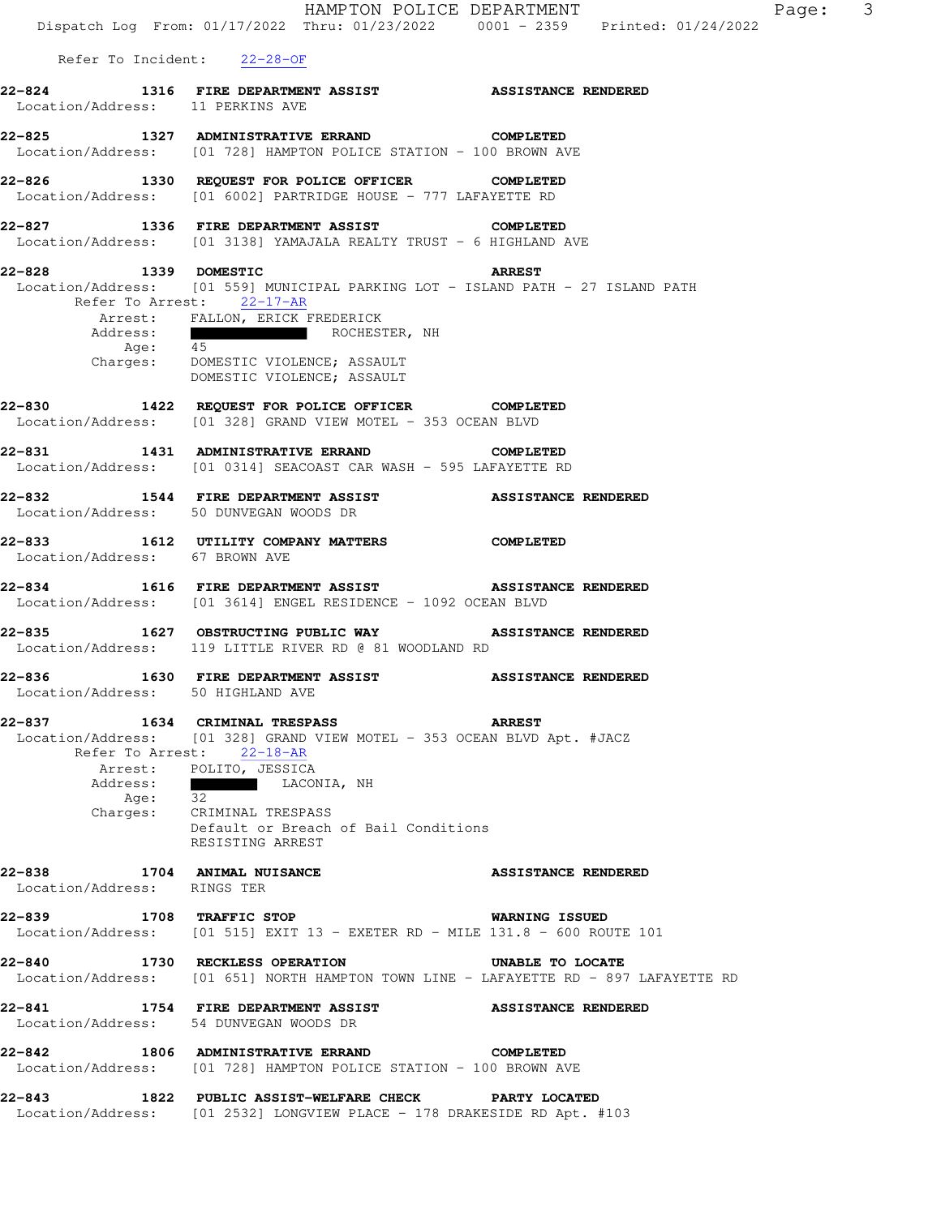Refer To Incident: 22-28-OF

**22-824 1316 FIRE DEPARTMENT ASSIST ASSISTANCE RENDERED**
Location/Address: 11 PERKINS AVE

**22-825 1327 ADMINISTRATIVE ERRAND COMPLETED**
Location/Address: [01 728] HAMPTON POLICE STATION - 100 BROWN AVE

**22-826 1330 REQUEST FOR POLICE OFFICER COMPLETED**
Location/Address: [01 6002] PARTRIDGE HOUSE - 777 LAFAYETTE RD

**22-827 1336 FIRE DEPARTMENT ASSIST COMPLETED**
Location/Address: [01 3138] YAMAJALA REALTY TRUST - 6 HIGHLAND AVE

**22-828 1339 DOMESTIC ARREST**
Location/Address: [01 559] MUNICIPAL PARKING LOT - ISLAND PATH - 27 ISLAND PATH
Refer To Arrest: 22-17-AR
Arrest: FALLON, ERICK FREDERICK
Address: ROCHESTER, NH
Age: 45
Charges: DOMESTIC VIOLENCE; ASSAULT
DOMESTIC VIOLENCE; ASSAULT

**22-830 1422 REQUEST FOR POLICE OFFICER COMPLETED**
Location/Address: [01 328] GRAND VIEW MOTEL - 353 OCEAN BLVD

**22-831 1431 ADMINISTRATIVE ERRAND COMPLETED**
Location/Address: [01 0314] SEACOAST CAR WASH - 595 LAFAYETTE RD

**22-832 1544 FIRE DEPARTMENT ASSIST ASSISTANCE RENDERED**
Location/Address: 50 DUNVEGAN WOODS DR

**22-833 1612 UTILITY COMPANY MATTERS COMPLETED**
Location/Address: 67 BROWN AVE

**22-834 1616 FIRE DEPARTMENT ASSIST ASSISTANCE RENDERED**
Location/Address: [01 3614] ENGEL RESIDENCE - 1092 OCEAN BLVD

**22-835 1627 OBSTRUCTING PUBLIC WAY ASSISTANCE RENDERED**
Location/Address: 119 LITTLE RIVER RD @ 81 WOODLAND RD

**22-836 1630 FIRE DEPARTMENT ASSIST ASSISTANCE RENDERED**
Location/Address: 50 HIGHLAND AVE

**22-837 1634 CRIMINAL TRESPASS ARREST**
Location/Address: [01 328] GRAND VIEW MOTEL - 353 OCEAN BLVD Apt. #JACZ
Refer To Arrest: 22-18-AR
Arrest: POLITO, JESSICA
Address: LACONIA, NH
Age: 32
Charges: CRIMINAL TRESPASS
Default or Breach of Bail Conditions
RESISTING ARREST

**22-838 1704 ANIMAL NUISANCE ASSISTANCE RENDERED**
Location/Address: RINGS TER

**22-839 1708 TRAFFIC STOP WARNING ISSUED**
Location/Address: [01 515] EXIT 13 - EXETER RD - MILE 131.8 - 600 ROUTE 101

**22-840 1730 RECKLESS OPERATION UNABLE TO LOCATE**
Location/Address: [01 651] NORTH HAMPTON TOWN LINE - LAFAYETTE RD - 897 LAFAYETTE RD

**22-841 1754 FIRE DEPARTMENT ASSIST ASSISTANCE RENDERED**
Location/Address: 54 DUNVEGAN WOODS DR

**22-842 1806 ADMINISTRATIVE ERRAND COMPLETED**
Location/Address: [01 728] HAMPTON POLICE STATION - 100 BROWN AVE

**22-843 1822 PUBLIC ASSIST-WELFARE CHECK PARTY LOCATED**
Location/Address: [01 2532] LONGVIEW PLACE - 178 DRAKESIDE RD Apt. #103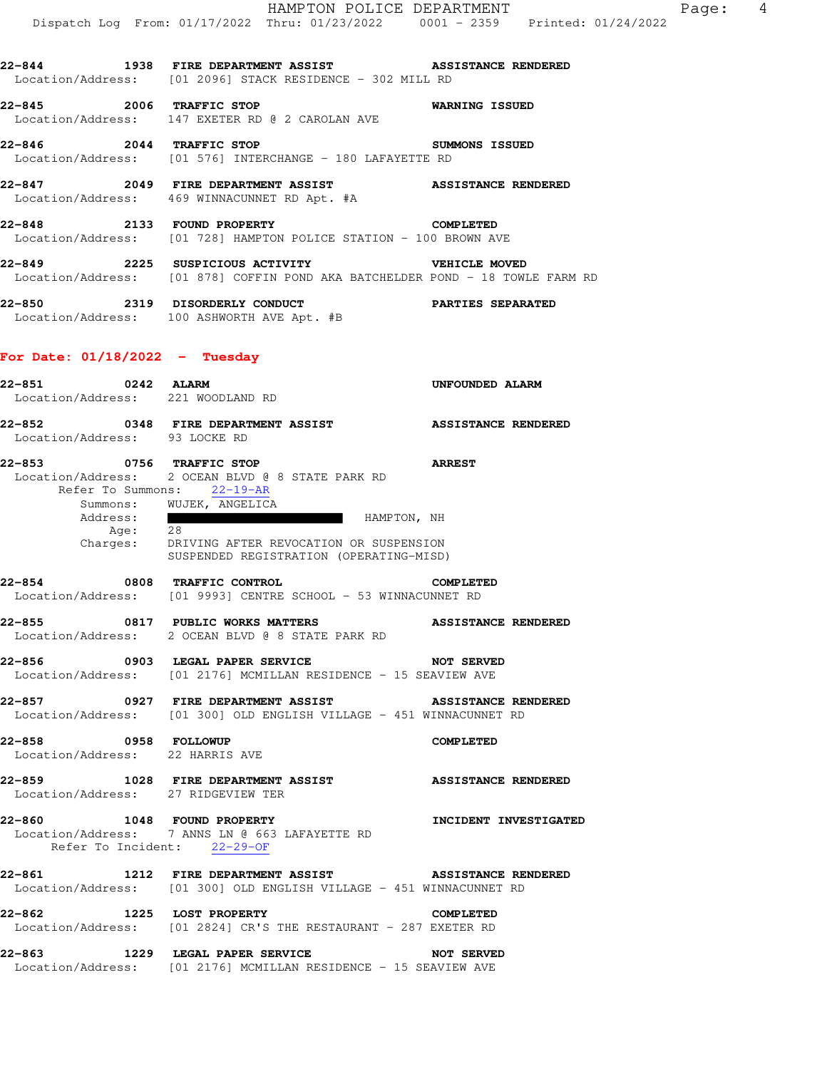22-844 1938 **FIRE DEPARTMENT ASSIST** **ASSISTANCE RENDERED**
Location/Address: [01 2096] STACK RESIDENCE - 302 MILL RD

22-845 2006 **TRAFFIC STOP** **WARNING ISSUED**
Location/Address: 147 EXETER RD @ 2 CAROLAN AVE

22-846 2044 **TRAFFIC STOP** **SUMMONS ISSUED**
Location/Address: [01 576] INTERCHANGE - 180 LAFAYETTE RD

22-847 2049 **FIRE DEPARTMENT ASSIST** **ASSISTANCE RENDERED**
Location/Address: 469 WINNACUNNET RD Apt. #A

22-848 2133 **FOUND PROPERTY** **COMPLETED**
Location/Address: [01 728] HAMPTON POLICE STATION - 100 BROWN AVE

22-849 2225 **SUSPICIOUS ACTIVITY** **VEHICLE MOVED**
Location/Address: [01 878] COFFIN POND AKA BATCHELDER POND - 18 TOWLE FARM RD

22-850 2319 **DISORDERLY CONDUCT** **PARTIES SEPARATED**
Location/Address: 100 ASHWORTH AVE Apt. #B

## For Date: 01/18/2022 - Tuesday

22-851 0242 **ALARM** **UNFOUNDED ALARM**
Location/Address: 221 WOODLAND RD

22-852 0348 **FIRE DEPARTMENT ASSIST** **ASSISTANCE RENDERED**
Location/Address: 93 LOCKE RD

22-853 0756 **TRAFFIC STOP** **ARREST**
Location/Address: 2 OCEAN BLVD @ 8 STATE PARK RD
Refer To Summons: 22-19-AR
Summons: WUJEK, ANGELICA
Address: HAMPTON, NH
Age: 28
Charges: DRIVING AFTER REVOCATION OR SUSPENSION
SUSPENDED REGISTRATION (OPERATING-MISD)

22-854 0808 **TRAFFIC CONTROL** **COMPLETED**
Location/Address: [01 9993] CENTRE SCHOOL - 53 WINNACUNNET RD

22-855 0817 **PUBLIC WORKS MATTERS** **ASSISTANCE RENDERED**
Location/Address: 2 OCEAN BLVD @ 8 STATE PARK RD

22-856 0903 **LEGAL PAPER SERVICE** **NOT SERVED**
Location/Address: [01 2176] MCMILLAN RESIDENCE - 15 SEAVIEW AVE

22-857 0927 **FIRE DEPARTMENT ASSIST** **ASSISTANCE RENDERED**
Location/Address: [01 300] OLD ENGLISH VILLAGE - 451 WINNACUNNET RD

22-858 0958 **FOLLOWUP** **COMPLETED**
Location/Address: 22 HARRIS AVE

22-859 1028 **FIRE DEPARTMENT ASSIST** **ASSISTANCE RENDERED**
Location/Address: 27 RIDGEVIEW TER

22-860 1048 **FOUND PROPERTY** **INCIDENT INVESTIGATED**
Location/Address: 7 ANNS LN @ 663 LAFAYETTE RD
Refer To Incident: 22-29-OF

22-861 1212 **FIRE DEPARTMENT ASSIST** **ASSISTANCE RENDERED**
Location/Address: [01 300] OLD ENGLISH VILLAGE - 451 WINNACUNNET RD

22-862 1225 **LOST PROPERTY** **COMPLETED**
Location/Address: [01 2824] CR'S THE RESTAURANT - 287 EXETER RD

22-863 1229 **LEGAL PAPER SERVICE** **NOT SERVED**
Location/Address: [01 2176] MCMILLAN RESIDENCE - 15 SEAVIEW AVE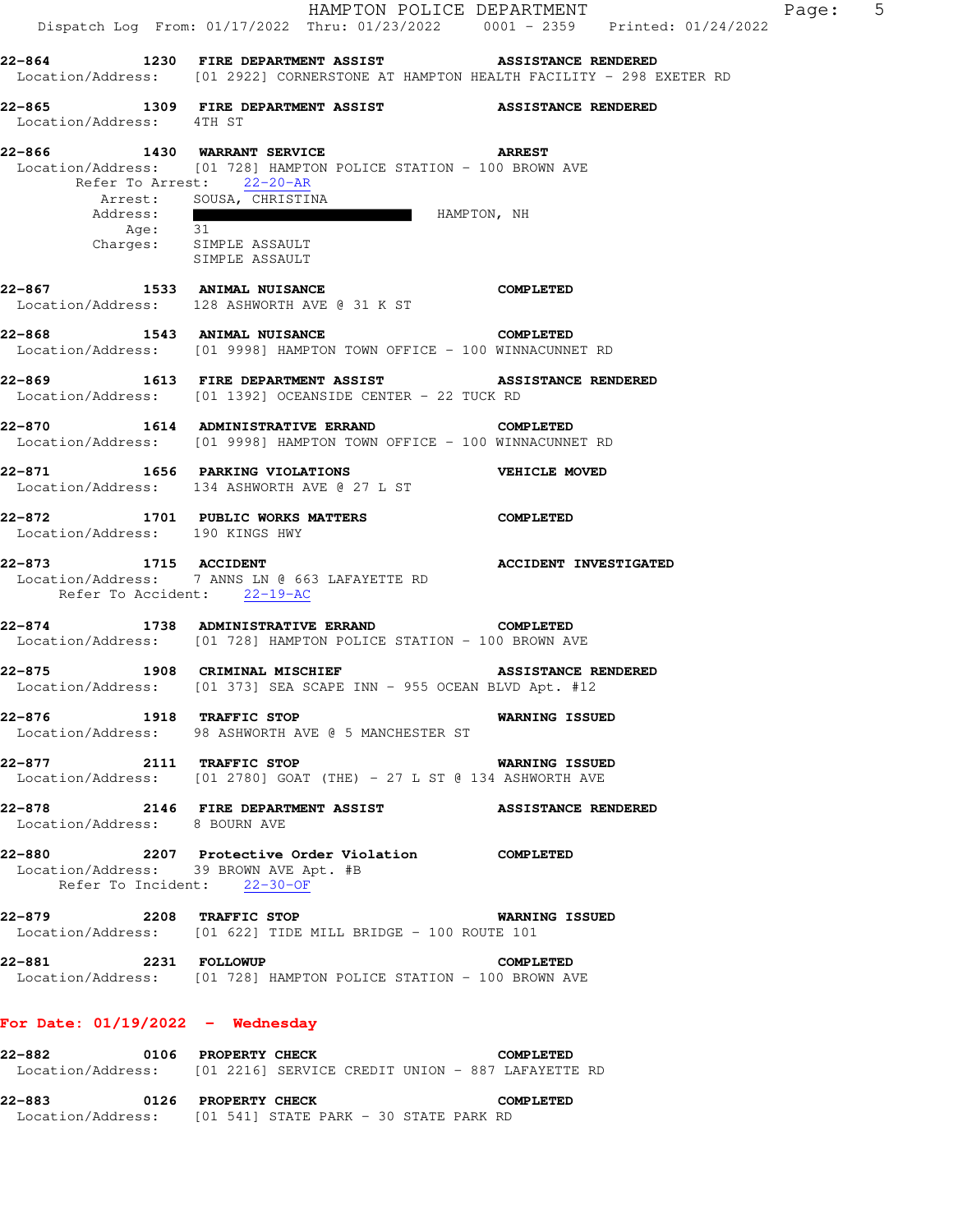**22-864 1230 FIRE DEPARTMENT ASSIST ASSISTANCE RENDERED**
Location/Address: [01 2922] CORNERSTONE AT HAMPTON HEALTH FACILITY - 298 EXETER RD

**22-865 1309 FIRE DEPARTMENT ASSIST ASSISTANCE RENDERED**
Location/Address: 4TH ST

**22-866 1430 WARRANT SERVICE ARREST**
Location/Address: [01 728] HAMPTON POLICE STATION - 100 BROWN AVE
Refer To Arrest: 22-20-AR
Arrest: SOUSA, CHRISTINA
Address: HAMPTON, NH
Age: 31
Charges: SIMPLE ASSAULT
SIMPLE ASSAULT

**22-867 1533 ANIMAL NUISANCE COMPLETED**
Location/Address: 128 ASHWORTH AVE @ 31 K ST

**22-868 1543 ANIMAL NUISANCE COMPLETED**
Location/Address: [01 9998] HAMPTON TOWN OFFICE - 100 WINNACUNNET RD

**22-869 1613 FIRE DEPARTMENT ASSIST ASSISTANCE RENDERED**
Location/Address: [01 1392] OCEANSIDE CENTER - 22 TUCK RD

**22-870 1614 ADMINISTRATIVE ERRAND COMPLETED**
Location/Address: [01 9998] HAMPTON TOWN OFFICE - 100 WINNACUNNET RD

**22-871 1656 PARKING VIOLATIONS VEHICLE MOVED**
Location/Address: 134 ASHWORTH AVE @ 27 L ST

**22-872 1701 PUBLIC WORKS MATTERS COMPLETED**
Location/Address: 190 KINGS HWY

**22-873 1715 ACCIDENT ACCIDENT INVESTIGATED**
Location/Address: 7 ANNS LN @ 663 LAFAYETTE RD
Refer To Accident: 22-19-AC

**22-874 1738 ADMINISTRATIVE ERRAND COMPLETED**
Location/Address: [01 728] HAMPTON POLICE STATION - 100 BROWN AVE

**22-875 1908 CRIMINAL MISCHIEF ASSISTANCE RENDERED**
Location/Address: [01 373] SEA SCAPE INN - 955 OCEAN BLVD Apt. #12

**22-876 1918 TRAFFIC STOP WARNING ISSUED**
Location/Address: 98 ASHWORTH AVE @ 5 MANCHESTER ST

**22-877 2111 TRAFFIC STOP WARNING ISSUED**
Location/Address: [01 2780] GOAT (THE) - 27 L ST @ 134 ASHWORTH AVE

**22-878 2146 FIRE DEPARTMENT ASSIST ASSISTANCE RENDERED**
Location/Address: 8 BOURN AVE

**22-880 2207 Protective Order Violation COMPLETED**
Location/Address: 39 BROWN AVE Apt. #B
Refer To Incident: 22-30-OF

**22-879 2208 TRAFFIC STOP WARNING ISSUED**
Location/Address: [01 622] TIDE MILL BRIDGE - 100 ROUTE 101

**22-881 2231 FOLLOWUP COMPLETED**
Location/Address: [01 728] HAMPTON POLICE STATION - 100 BROWN AVE

## For Date: 01/19/2022 - Wednesday

**22-882 0106 PROPERTY CHECK COMPLETED**
Location/Address: [01 2216] SERVICE CREDIT UNION - 887 LAFAYETTE RD

**22-883 0126 PROPERTY CHECK COMPLETED**
Location/Address: [01 541] STATE PARK - 30 STATE PARK RD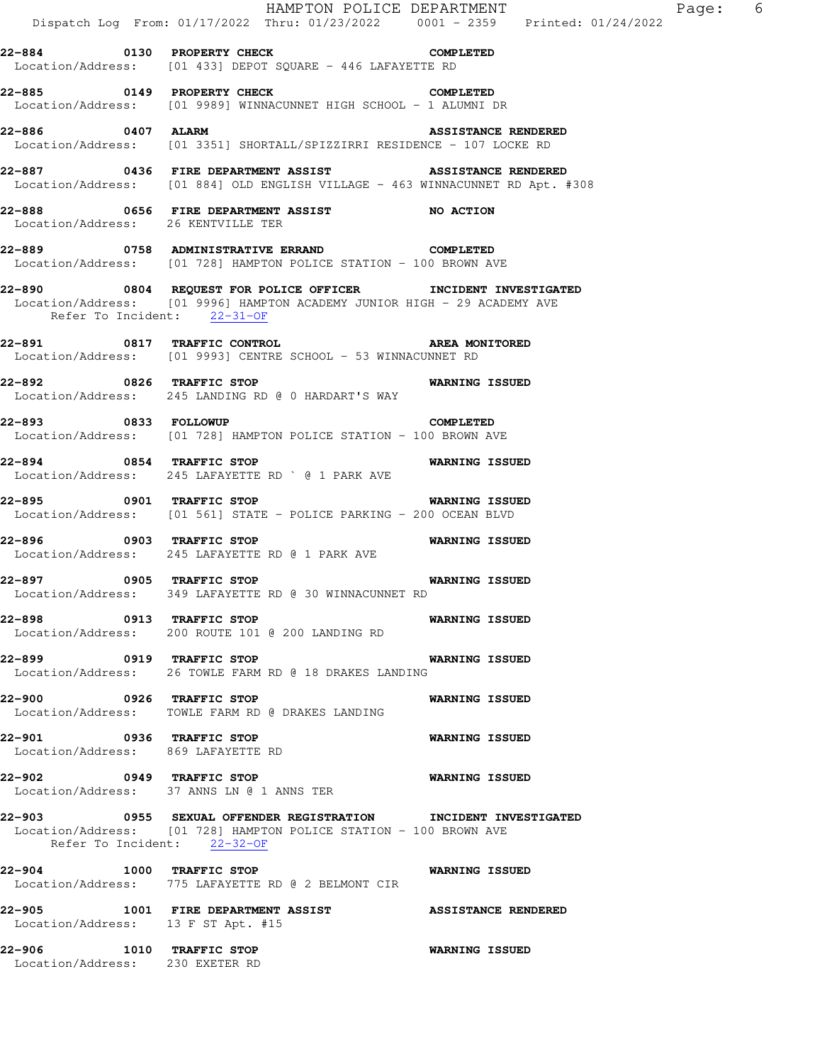**22-884 0130 PROPERTY CHECK COMPLETED**
Location/Address: [01 433] DEPOT SQUARE - 446 LAFAYETTE RD

**22-885 0149 PROPERTY CHECK COMPLETED**
Location/Address: [01 9989] WINNACUNNET HIGH SCHOOL - 1 ALUMNI DR

**22-886 0407 ALARM ASSISTANCE RENDERED**
Location/Address: [01 3351] SHORTALL/SPIZZIRRI RESIDENCE - 107 LOCKE RD

**22-887 0436 FIRE DEPARTMENT ASSIST ASSISTANCE RENDERED**
Location/Address: [01 884] OLD ENGLISH VILLAGE - 463 WINNACUNNET RD Apt. #308

**22-888 0656 FIRE DEPARTMENT ASSIST NO ACTION**
Location/Address: 26 KENTVILLE TER

**22-889 0758 ADMINISTRATIVE ERRAND COMPLETED**
Location/Address: [01 728] HAMPTON POLICE STATION - 100 BROWN AVE

**22-890 0804 REQUEST FOR POLICE OFFICER INCIDENT INVESTIGATED**
Location/Address: [01 9996] HAMPTON ACADEMY JUNIOR HIGH - 29 ACADEMY AVE
Refer To Incident: 22-31-OF

**22-891 0817 TRAFFIC CONTROL AREA MONITORED**
Location/Address: [01 9993] CENTRE SCHOOL - 53 WINNACUNNET RD

**22-892 0826 TRAFFIC STOP WARNING ISSUED**
Location/Address: 245 LANDING RD @ 0 HARDART'S WAY

**22-893 0833 FOLLOWUP COMPLETED**
Location/Address: [01 728] HAMPTON POLICE STATION - 100 BROWN AVE

**22-894 0854 TRAFFIC STOP WARNING ISSUED**
Location/Address: 245 LAFAYETTE RD ` @ 1 PARK AVE

**22-895 0901 TRAFFIC STOP WARNING ISSUED**
Location/Address: [01 561] STATE - POLICE PARKING - 200 OCEAN BLVD

**22-896 0903 TRAFFIC STOP WARNING ISSUED**
Location/Address: 245 LAFAYETTE RD @ 1 PARK AVE

**22-897 0905 TRAFFIC STOP WARNING ISSUED**
Location/Address: 349 LAFAYETTE RD @ 30 WINNACUNNET RD

**22-898 0913 TRAFFIC STOP WARNING ISSUED**
Location/Address: 200 ROUTE 101 @ 200 LANDING RD

**22-899 0919 TRAFFIC STOP WARNING ISSUED**
Location/Address: 26 TOWLE FARM RD @ 18 DRAKES LANDING

**22-900 0926 TRAFFIC STOP WARNING ISSUED**
Location/Address: TOWLE FARM RD @ DRAKES LANDING

**22-901 0936 TRAFFIC STOP WARNING ISSUED**
Location/Address: 869 LAFAYETTE RD

**22-902 0949 TRAFFIC STOP WARNING ISSUED**
Location/Address: 37 ANNS LN @ 1 ANNS TER

**22-903 0955 SEXUAL OFFENDER REGISTRATION INCIDENT INVESTIGATED**
Location/Address: [01 728] HAMPTON POLICE STATION - 100 BROWN AVE
Refer To Incident: 22-32-OF

**22-904 1000 TRAFFIC STOP WARNING ISSUED**
Location/Address: 775 LAFAYETTE RD @ 2 BELMONT CIR

**22-905 1001 FIRE DEPARTMENT ASSIST ASSISTANCE RENDERED**
Location/Address: 13 F ST Apt. #15

**22-906 1010 TRAFFIC STOP WARNING ISSUED**
Location/Address: 230 EXETER RD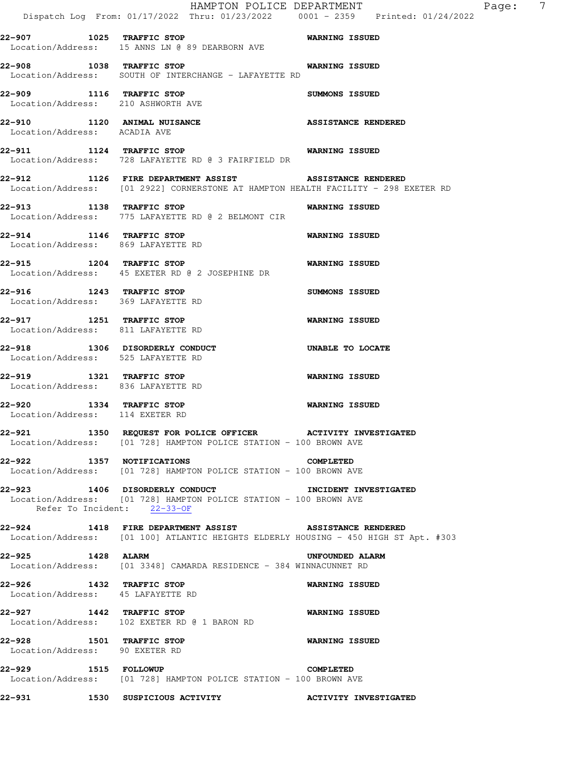**22-907 1025 TRAFFIC STOP** **WARNING ISSUED**
Location/Address: 15 ANNS LN @ 89 DEARBORN AVE

**22-908 1038 TRAFFIC STOP** **WARNING ISSUED**
Location/Address: SOUTH OF INTERCHANGE - LAFAYETTE RD

**22-909 1116 TRAFFIC STOP** **SUMMONS ISSUED**
Location/Address: 210 ASHWORTH AVE

**22-910 1120 ANIMAL NUISANCE** **ASSISTANCE RENDERED**
Location/Address: ACADIA AVE

**22-911 1124 TRAFFIC STOP** **WARNING ISSUED**
Location/Address: 728 LAFAYETTE RD @ 3 FAIRFIELD DR

**22-912 1126 FIRE DEPARTMENT ASSIST** **ASSISTANCE RENDERED**
Location/Address: [01 2922] CORNERSTONE AT HAMPTON HEALTH FACILITY - 298 EXETER RD

**22-913 1138 TRAFFIC STOP** **WARNING ISSUED**
Location/Address: 775 LAFAYETTE RD @ 2 BELMONT CIR

**22-914 1146 TRAFFIC STOP** **WARNING ISSUED**
Location/Address: 869 LAFAYETTE RD

**22-915 1204 TRAFFIC STOP** **WARNING ISSUED**
Location/Address: 45 EXETER RD @ 2 JOSEPHINE DR

**22-916 1243 TRAFFIC STOP** **SUMMONS ISSUED**
Location/Address: 369 LAFAYETTE RD

**22-917 1251 TRAFFIC STOP** **WARNING ISSUED**
Location/Address: 811 LAFAYETTE RD

**22-918 1306 DISORDERLY CONDUCT** **UNABLE TO LOCATE**
Location/Address: 525 LAFAYETTE RD

**22-919 1321 TRAFFIC STOP** **WARNING ISSUED**
Location/Address: 836 LAFAYETTE RD

**22-920 1334 TRAFFIC STOP** **WARNING ISSUED**
Location/Address: 114 EXETER RD

**22-921 1350 REQUEST FOR POLICE OFFICER** **ACTIVITY INVESTIGATED**
Location/Address: [01 728] HAMPTON POLICE STATION - 100 BROWN AVE

**22-922 1357 NOTIFICATIONS** **COMPLETED**
Location/Address: [01 728] HAMPTON POLICE STATION - 100 BROWN AVE

**22-923 1406 DISORDERLY CONDUCT** **INCIDENT INVESTIGATED**
Location/Address: [01 728] HAMPTON POLICE STATION - 100 BROWN AVE
Refer To Incident: 22-33-OF

**22-924 1418 FIRE DEPARTMENT ASSIST** **ASSISTANCE RENDERED**
Location/Address: [01 100] ATLANTIC HEIGHTS ELDERLY HOUSING - 450 HIGH ST Apt. #303

**22-925 1428 ALARM** **UNFOUNDED ALARM**
Location/Address: [01 3348] CAMARDA RESIDENCE - 384 WINNACUNNET RD

**22-926 1432 TRAFFIC STOP** **WARNING ISSUED**
Location/Address: 45 LAFAYETTE RD

**22-927 1442 TRAFFIC STOP** **WARNING ISSUED**
Location/Address: 102 EXETER RD @ 1 BARON RD

**22-928 1501 TRAFFIC STOP** **WARNING ISSUED**
Location/Address: 90 EXETER RD

**22-929 1515 FOLLOWUP** **COMPLETED**
Location/Address: [01 728] HAMPTON POLICE STATION - 100 BROWN AVE

**22-931 1530 SUSPICIOUS ACTIVITY** **ACTIVITY INVESTIGATED**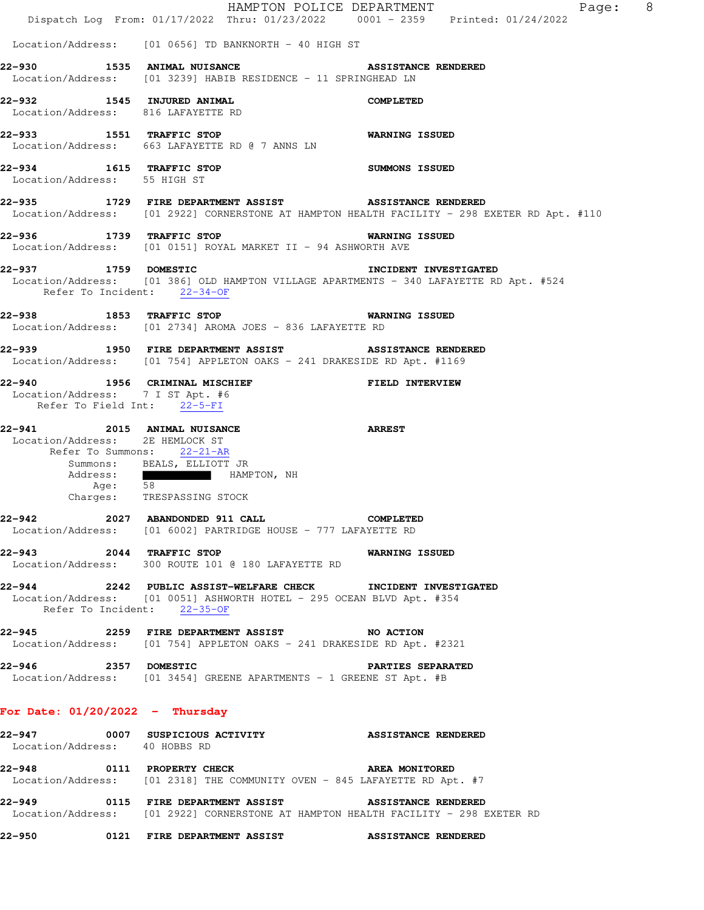Location/Address: [01 0656] TD BANKNORTH - 40 HIGH ST

**22-930** **1535** **ANIMAL NUISANCE** **ASSISTANCE RENDERED**
Location/Address: [01 3239] HABIB RESIDENCE - 11 SPRINGHEAD LN

**22-932** **1545** **INJURED ANIMAL** **COMPLETED**
Location/Address: 816 LAFAYETTE RD

**22-933** **1551** **TRAFFIC STOP** **WARNING ISSUED**
Location/Address: 663 LAFAYETTE RD @ 7 ANNS LN

**22-934** **1615** **TRAFFIC STOP** **SUMMONS ISSUED**
Location/Address: 55 HIGH ST

**22-935** **1729** **FIRE DEPARTMENT ASSIST** **ASSISTANCE RENDERED**
Location/Address: [01 2922] CORNERSTONE AT HAMPTON HEALTH FACILITY - 298 EXETER RD Apt. #110

**22-936** **1739** **TRAFFIC STOP** **WARNING ISSUED**
Location/Address: [01 0151] ROYAL MARKET II - 94 ASHWORTH AVE

**22-937** **1759** **DOMESTIC** **INCIDENT INVESTIGATED**
Location/Address: [01 386] OLD HAMPTON VILLAGE APARTMENTS - 340 LAFAYETTE RD Apt. #524
Refer To Incident: 22-34-OF

**22-938** **1853** **TRAFFIC STOP** **WARNING ISSUED**
Location/Address: [01 2734] AROMA JOES - 836 LAFAYETTE RD

**22-939** **1950** **FIRE DEPARTMENT ASSIST** **ASSISTANCE RENDERED**
Location/Address: [01 754] APPLETON OAKS - 241 DRAKESIDE RD Apt. #1169

**22-940** **1956** **CRIMINAL MISCHIEF** **FIELD INTERVIEW**
Location/Address: 7 I ST Apt. #6
Refer To Field Int: 22-5-FI

**22-941** **2015** **ANIMAL NUISANCE** **ARREST**
Location/Address: 2E HEMLOCK ST
Refer To Summons: 22-21-AR
Summons: BEALS, ELLIOTT JR
Address: ██████ HAMPTON, NH
Age: 58
Charges: TRESPASSING STOCK

**22-942** **2027** **ABANDONED 911 CALL** **COMPLETED**
Location/Address: [01 6002] PARTRIDGE HOUSE - 777 LAFAYETTE RD

**22-943** **2044** **TRAFFIC STOP** **WARNING ISSUED**
Location/Address: 300 ROUTE 101 @ 180 LAFAYETTE RD

**22-944** **2242** **PUBLIC ASSIST-WELFARE CHECK** **INCIDENT INVESTIGATED**
Location/Address: [01 0051] ASHWORTH HOTEL - 295 OCEAN BLVD Apt. #354
Refer To Incident: 22-35-OF

**22-945** **2259** **FIRE DEPARTMENT ASSIST** **NO ACTION**
Location/Address: [01 754] APPLETON OAKS - 241 DRAKESIDE RD Apt. #2321

**22-946** **2357** **DOMESTIC** **PARTIES SEPARATED**
Location/Address: [01 3454] GREENE APARTMENTS - 1 GREENE ST Apt. #B

## For Date: 01/20/2022 - Thursday

**22-947** **0007** **SUSPICIOUS ACTIVITY** **ASSISTANCE RENDERED**
Location/Address: 40 HOBBS RD

**22-948** **0111** **PROPERTY CHECK** **AREA MONITORED**
Location/Address: [01 2318] THE COMMUNITY OVEN - 845 LAFAYETTE RD Apt. #7

**22-949** **0115** **FIRE DEPARTMENT ASSIST** **ASSISTANCE RENDERED**
Location/Address: [01 2922] CORNERSTONE AT HAMPTON HEALTH FACILITY - 298 EXETER RD

**22-950** **0121** **FIRE DEPARTMENT ASSIST** **ASSISTANCE RENDERED**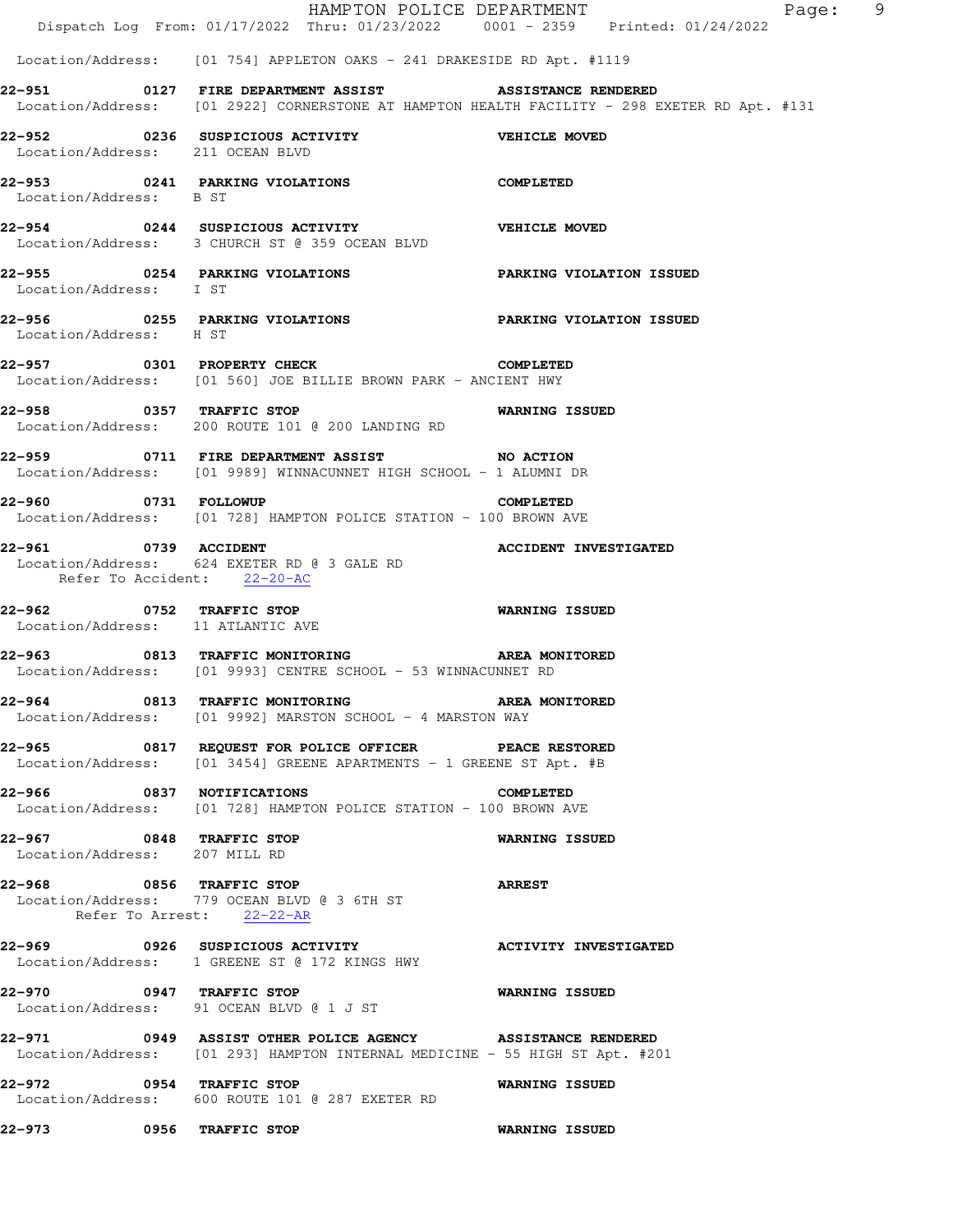Location/Address: [01 754] APPLETON OAKS - 241 DRAKESIDE RD Apt. #1119

**22-951 0127 FIRE DEPARTMENT ASSIST** **ASSISTANCE RENDERED**
Location/Address: [01 2922] CORNERSTONE AT HAMPTON HEALTH FACILITY - 298 EXETER RD Apt. #131

**22-952 0236 SUSPICIOUS ACTIVITY** **VEHICLE MOVED**
Location/Address: 211 OCEAN BLVD

**22-953 0241 PARKING VIOLATIONS** **COMPLETED**
Location/Address: B ST

**22-954 0244 SUSPICIOUS ACTIVITY** **VEHICLE MOVED**
Location/Address: 3 CHURCH ST @ 359 OCEAN BLVD

**22-955 0254 PARKING VIOLATIONS** **PARKING VIOLATION ISSUED**
Location/Address: I ST

**22-956 0255 PARKING VIOLATIONS** **PARKING VIOLATION ISSUED**
Location/Address: H ST

**22-957 0301 PROPERTY CHECK** **COMPLETED**
Location/Address: [01 560] JOE BILLIE BROWN PARK - ANCIENT HWY

**22-958 0357 TRAFFIC STOP** **WARNING ISSUED**
Location/Address: 200 ROUTE 101 @ 200 LANDING RD

**22-959 0711 FIRE DEPARTMENT ASSIST** **NO ACTION**
Location/Address: [01 9989] WINNACUNNET HIGH SCHOOL - 1 ALUMNI DR

**22-960 0731 FOLLOWUP** **COMPLETED**
Location/Address: [01 728] HAMPTON POLICE STATION - 100 BROWN AVE

**22-961 0739 ACCIDENT** **ACCIDENT INVESTIGATED**
Location/Address: 624 EXETER RD @ 3 GALE RD
Refer To Accident: 22-20-AC

**22-962 0752 TRAFFIC STOP** **WARNING ISSUED**
Location/Address: 11 ATLANTIC AVE

**22-963 0813 TRAFFIC MONITORING** **AREA MONITORED**
Location/Address: [01 9993] CENTRE SCHOOL - 53 WINNACUNNET RD

**22-964 0813 TRAFFIC MONITORING** **AREA MONITORED**
Location/Address: [01 9992] MARSTON SCHOOL - 4 MARSTON WAY

**22-965 0817 REQUEST FOR POLICE OFFICER** **PEACE RESTORED**
Location/Address: [01 3454] GREENE APARTMENTS - 1 GREENE ST Apt. #B

**22-966 0837 NOTIFICATIONS** **COMPLETED**
Location/Address: [01 728] HAMPTON POLICE STATION - 100 BROWN AVE

**22-967 0848 TRAFFIC STOP** **WARNING ISSUED**
Location/Address: 207 MILL RD

**22-968 0856 TRAFFIC STOP** **ARREST**
Location/Address: 779 OCEAN BLVD @ 3 6TH ST
Refer To Arrest: 22-22-AR

**22-969 0926 SUSPICIOUS ACTIVITY** **ACTIVITY INVESTIGATED**
Location/Address: 1 GREENE ST @ 172 KINGS HWY

**22-970 0947 TRAFFIC STOP** **WARNING ISSUED**
Location/Address: 91 OCEAN BLVD @ 1 J ST

**22-971 0949 ASSIST OTHER POLICE AGENCY** **ASSISTANCE RENDERED**
Location/Address: [01 293] HAMPTON INTERNAL MEDICINE - 55 HIGH ST Apt. #201

**22-972 0954 TRAFFIC STOP** **WARNING ISSUED**
Location/Address: 600 ROUTE 101 @ 287 EXETER RD

**22-973 0956 TRAFFIC STOP** **WARNING ISSUED**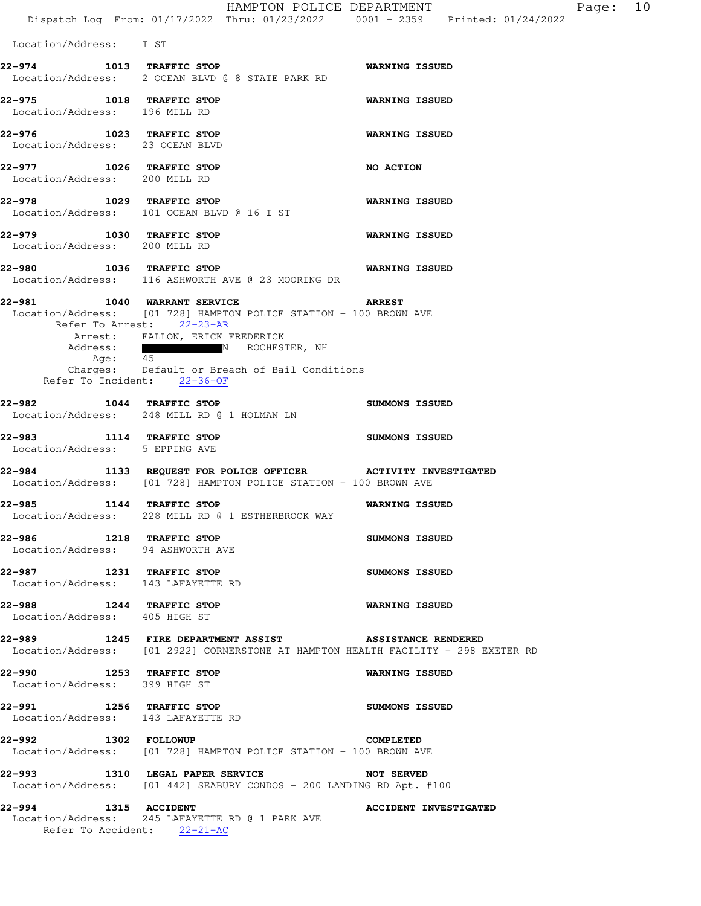Location/Address: I ST

**22-974** 1013 **TRAFFIC STOP** **WARNING ISSUED**
Location/Address: 2 OCEAN BLVD @ 8 STATE PARK RD

**22-975** 1018 **TRAFFIC STOP** **WARNING ISSUED**
Location/Address: 196 MILL RD

**22-976** 1023 **TRAFFIC STOP** **WARNING ISSUED**
Location/Address: 23 OCEAN BLVD

**22-977** 1026 **TRAFFIC STOP** **NO ACTION**
Location/Address: 200 MILL RD

**22-978** 1029 **TRAFFIC STOP** **WARNING ISSUED**
Location/Address: 101 OCEAN BLVD @ 16 I ST

**22-979** 1030 **TRAFFIC STOP** **WARNING ISSUED**
Location/Address: 200 MILL RD

**22-980** 1036 **TRAFFIC STOP** **WARNING ISSUED**
Location/Address: 116 ASHWORTH AVE @ 23 MOORING DR

**22-981** 1040 **WARRANT SERVICE** **ARREST**
Location/Address: [01 728] HAMPTON POLICE STATION - 100 BROWN AVE
Refer To Arrest: 22-23-AR
Arrest: FALLON, ERICK FREDERICK
Address: N ROCHESTER, NH
Age: 45
Charges: Default or Breach of Bail Conditions
Refer To Incident: 22-36-OF

**22-982** 1044 **TRAFFIC STOP** **SUMMONS ISSUED**
Location/Address: 248 MILL RD @ 1 HOLMAN LN

**22-983** 1114 **TRAFFIC STOP** **SUMMONS ISSUED**
Location/Address: 5 EPPING AVE

**22-984** 1133 **REQUEST FOR POLICE OFFICER** **ACTIVITY INVESTIGATED**
Location/Address: [01 728] HAMPTON POLICE STATION - 100 BROWN AVE

**22-985** 1144 **TRAFFIC STOP** **WARNING ISSUED**
Location/Address: 228 MILL RD @ 1 ESTHERBROOK WAY

**22-986** 1218 **TRAFFIC STOP** **SUMMONS ISSUED**
Location/Address: 94 ASHWORTH AVE

**22-987** 1231 **TRAFFIC STOP** **SUMMONS ISSUED**
Location/Address: 143 LAFAYETTE RD

**22-988** 1244 **TRAFFIC STOP** **WARNING ISSUED**
Location/Address: 405 HIGH ST

**22-989** 1245 **FIRE DEPARTMENT ASSIST** **ASSISTANCE RENDERED**
Location/Address: [01 2922] CORNERSTONE AT HAMPTON HEALTH FACILITY - 298 EXETER RD

**22-990** 1253 **TRAFFIC STOP** **WARNING ISSUED**
Location/Address: 399 HIGH ST

**22-991** 1256 **TRAFFIC STOP** **SUMMONS ISSUED**
Location/Address: 143 LAFAYETTE RD

**22-992** 1302 **FOLLOWUP** **COMPLETED**
Location/Address: [01 728] HAMPTON POLICE STATION - 100 BROWN AVE

**22-993** 1310 **LEGAL PAPER SERVICE** **NOT SERVED**
Location/Address: [01 442] SEABURY CONDOS - 200 LANDING RD Apt. #100

**22-994** 1315 **ACCIDENT** **ACCIDENT INVESTIGATED**
Location/Address: 245 LAFAYETTE RD @ 1 PARK AVE
Refer To Accident: 22-21-AC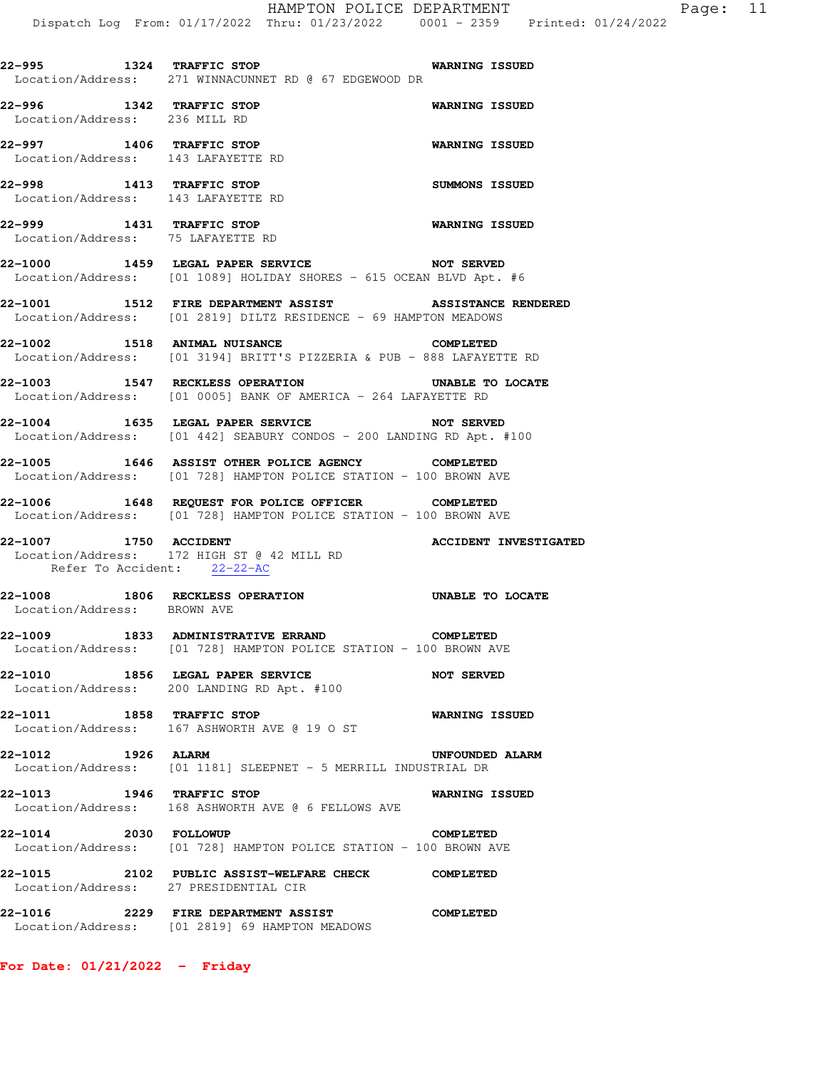**22-995** 1324 **TRAFFIC STOP** **WARNING ISSUED**
Location/Address: 271 WINNACUNNET RD @ 67 EDGEWOOD DR

**22-996** 1342 **TRAFFIC STOP** **WARNING ISSUED**
Location/Address: 236 MILL RD

**22-997** 1406 **TRAFFIC STOP** **WARNING ISSUED**
Location/Address: 143 LAFAYETTE RD

**22-998** 1413 **TRAFFIC STOP** **SUMMONS ISSUED**
Location/Address: 143 LAFAYETTE RD

**22-999** 1431 **TRAFFIC STOP** **WARNING ISSUED**
Location/Address: 75 LAFAYETTE RD

**22-1000** 1459 **LEGAL PAPER SERVICE** **NOT SERVED**
Location/Address: [01 1089] HOLIDAY SHORES - 615 OCEAN BLVD Apt. #6

**22-1001** 1512 **FIRE DEPARTMENT ASSIST** **ASSISTANCE RENDERED**
Location/Address: [01 2819] DILTZ RESIDENCE - 69 HAMPTON MEADOWS

**22-1002** 1518 **ANIMAL NUISANCE** **COMPLETED**
Location/Address: [01 3194] BRITT'S PIZZERIA & PUB - 888 LAFAYETTE RD

**22-1003** 1547 **RECKLESS OPERATION** **UNABLE TO LOCATE**
Location/Address: [01 0005] BANK OF AMERICA - 264 LAFAYETTE RD

**22-1004** 1635 **LEGAL PAPER SERVICE** **NOT SERVED**
Location/Address: [01 442] SEABURY CONDOS - 200 LANDING RD Apt. #100

**22-1005** 1646 **ASSIST OTHER POLICE AGENCY** **COMPLETED**
Location/Address: [01 728] HAMPTON POLICE STATION - 100 BROWN AVE

**22-1006** 1648 **REQUEST FOR POLICE OFFICER** **COMPLETED**
Location/Address: [01 728] HAMPTON POLICE STATION - 100 BROWN AVE

**22-1007** 1750 **ACCIDENT** **ACCIDENT INVESTIGATED**
Location/Address: 172 HIGH ST @ 42 MILL RD
Refer To Accident: 22-22-AC

**22-1008** 1806 **RECKLESS OPERATION** **UNABLE TO LOCATE**
Location/Address: BROWN AVE

**22-1009** 1833 **ADMINISTRATIVE ERRAND** **COMPLETED**
Location/Address: [01 728] HAMPTON POLICE STATION - 100 BROWN AVE

**22-1010** 1856 **LEGAL PAPER SERVICE** **NOT SERVED**
Location/Address: 200 LANDING RD Apt. #100

**22-1011** 1858 **TRAFFIC STOP** **WARNING ISSUED**
Location/Address: 167 ASHWORTH AVE @ 19 O ST

**22-1012** 1926 **ALARM** **UNFOUNDED ALARM**
Location/Address: [01 1181] SLEEPNET - 5 MERRILL INDUSTRIAL DR

**22-1013** 1946 **TRAFFIC STOP** **WARNING ISSUED**
Location/Address: 168 ASHWORTH AVE @ 6 FELLOWS AVE

**22-1014** 2030 **FOLLOWUP** **COMPLETED**
Location/Address: [01 728] HAMPTON POLICE STATION - 100 BROWN AVE

**22-1015** 2102 **PUBLIC ASSIST-WELFARE CHECK** **COMPLETED**
Location/Address: 27 PRESIDENTIAL CIR

**22-1016** 2229 **FIRE DEPARTMENT ASSIST** **COMPLETED**
Location/Address: [01 2819] 69 HAMPTON MEADOWS

**For Date: 01/21/2022 - Friday**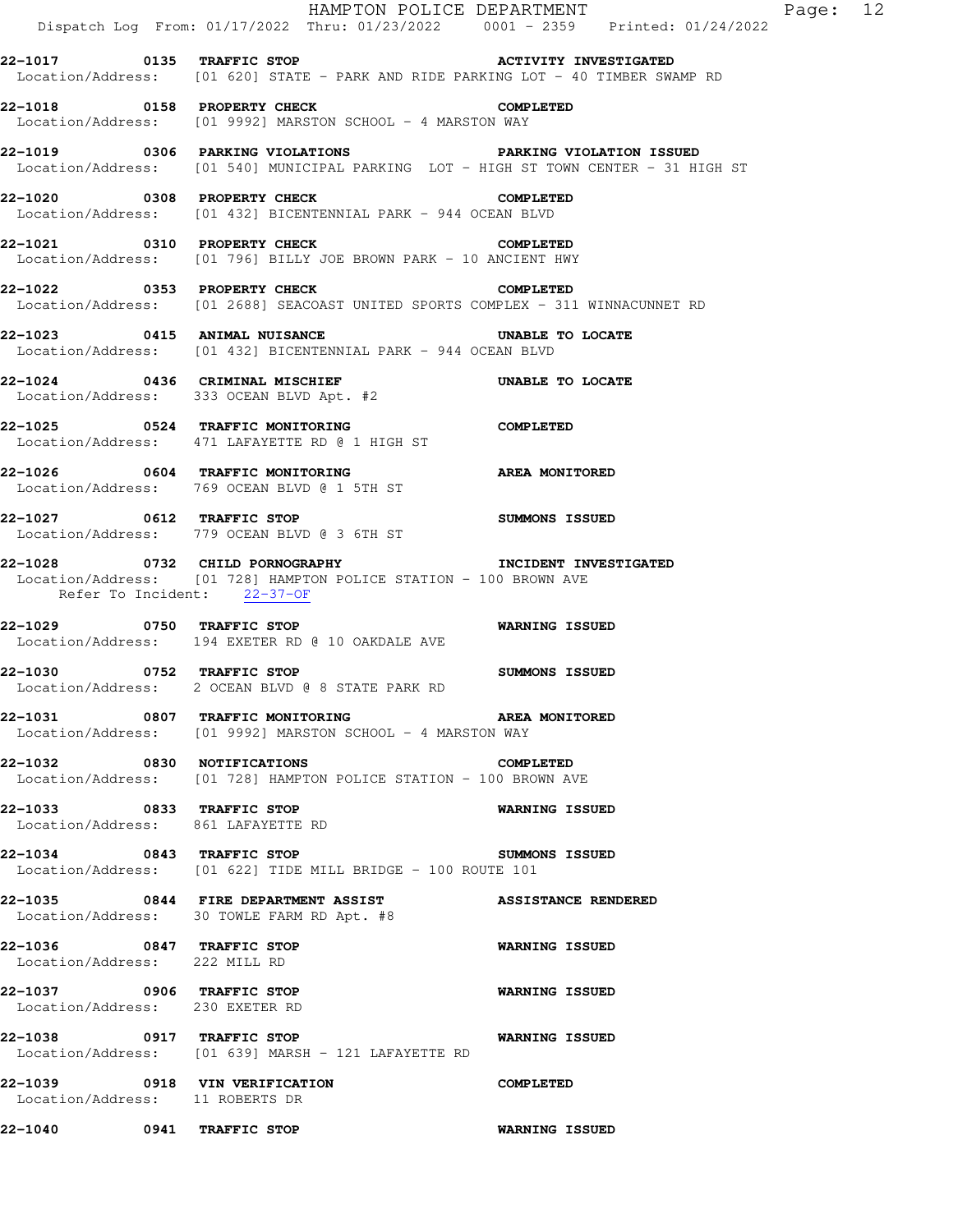**22-1017 0135 TRAFFIC STOP ACTIVITY INVESTIGATED**
Location/Address: [01 620] STATE - PARK AND RIDE PARKING LOT - 40 TIMBER SWAMP RD

**22-1018 0158 PROPERTY CHECK COMPLETED**
Location/Address: [01 9992] MARSTON SCHOOL - 4 MARSTON WAY

**22-1019 0306 PARKING VIOLATIONS PARKING VIOLATION ISSUED**
Location/Address: [01 540] MUNICIPAL PARKING LOT - HIGH ST TOWN CENTER - 31 HIGH ST

**22-1020 0308 PROPERTY CHECK COMPLETED**
Location/Address: [01 432] BICENTENNIAL PARK - 944 OCEAN BLVD

**22-1021 0310 PROPERTY CHECK COMPLETED**
Location/Address: [01 796] BILLY JOE BROWN PARK - 10 ANCIENT HWY

**22-1022 0353 PROPERTY CHECK COMPLETED**
Location/Address: [01 2688] SEACOAST UNITED SPORTS COMPLEX - 311 WINNACUNNET RD

**22-1023 0415 ANIMAL NUISANCE UNABLE TO LOCATE**
Location/Address: [01 432] BICENTENNIAL PARK - 944 OCEAN BLVD

**22-1024 0436 CRIMINAL MISCHIEF UNABLE TO LOCATE**
Location/Address: 333 OCEAN BLVD Apt. #2

**22-1025 0524 TRAFFIC MONITORING COMPLETED**
Location/Address: 471 LAFAYETTE RD @ 1 HIGH ST

**22-1026 0604 TRAFFIC MONITORING AREA MONITORED**
Location/Address: 769 OCEAN BLVD @ 1 5TH ST

**22-1027 0612 TRAFFIC STOP SUMMONS ISSUED**
Location/Address: 779 OCEAN BLVD @ 3 6TH ST

**22-1028 0732 CHILD PORNOGRAPHY INCIDENT INVESTIGATED**
Location/Address: [01 728] HAMPTON POLICE STATION - 100 BROWN AVE
Refer To Incident: 22-37-OF

**22-1029 0750 TRAFFIC STOP WARNING ISSUED**
Location/Address: 194 EXETER RD @ 10 OAKDALE AVE

**22-1030 0752 TRAFFIC STOP SUMMONS ISSUED**
Location/Address: 2 OCEAN BLVD @ 8 STATE PARK RD

**22-1031 0807 TRAFFIC MONITORING AREA MONITORED**
Location/Address: [01 9992] MARSTON SCHOOL - 4 MARSTON WAY

**22-1032 0830 NOTIFICATIONS COMPLETED**
Location/Address: [01 728] HAMPTON POLICE STATION - 100 BROWN AVE

**22-1033 0833 TRAFFIC STOP WARNING ISSUED**
Location/Address: 861 LAFAYETTE RD

**22-1034 0843 TRAFFIC STOP SUMMONS ISSUED**
Location/Address: [01 622] TIDE MILL BRIDGE - 100 ROUTE 101

**22-1035 0844 FIRE DEPARTMENT ASSIST ASSISTANCE RENDERED**
Location/Address: 30 TOWLE FARM RD Apt. #8

**22-1036 0847 TRAFFIC STOP WARNING ISSUED**
Location/Address: 222 MILL RD

**22-1037 0906 TRAFFIC STOP WARNING ISSUED**
Location/Address: 230 EXETER RD

**22-1038 0917 TRAFFIC STOP WARNING ISSUED**
Location/Address: [01 639] MARSH - 121 LAFAYETTE RD

**22-1039 0918 VIN VERIFICATION COMPLETED**
Location/Address: 11 ROBERTS DR

**22-1040 0941 TRAFFIC STOP WARNING ISSUED**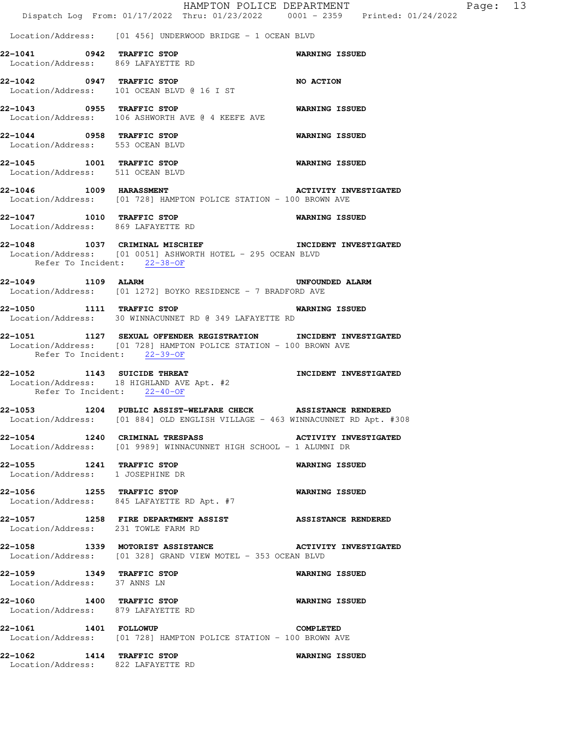Location/Address: [01 456] UNDERWOOD BRIDGE - 1 OCEAN BLVD

**22-1041 0942 TRAFFIC STOP** **WARNING ISSUED**
Location/Address: 869 LAFAYETTE RD

**22-1042 0947 TRAFFIC STOP** **NO ACTION**
Location/Address: 101 OCEAN BLVD @ 16 I ST

**22-1043 0955 TRAFFIC STOP** **WARNING ISSUED**
Location/Address: 106 ASHWORTH AVE @ 4 KEEFE AVE

**22-1044 0958 TRAFFIC STOP** **WARNING ISSUED**
Location/Address: 553 OCEAN BLVD

**22-1045 1001 TRAFFIC STOP** **WARNING ISSUED**
Location/Address: 511 OCEAN BLVD

**22-1046 1009 HARASSMENT** **ACTIVITY INVESTIGATED**
Location/Address: [01 728] HAMPTON POLICE STATION - 100 BROWN AVE

**22-1047 1010 TRAFFIC STOP** **WARNING ISSUED**
Location/Address: 869 LAFAYETTE RD

**22-1048 1037 CRIMINAL MISCHIEF** **INCIDENT INVESTIGATED**
Location/Address: [01 0051] ASHWORTH HOTEL - 295 OCEAN BLVD
Refer To Incident: 22-38-OF

**22-1049 1109 ALARM** **UNFOUNDED ALARM**
Location/Address: [01 1272] BOYKO RESIDENCE - 7 BRADFORD AVE

**22-1050 1111 TRAFFIC STOP** **WARNING ISSUED**
Location/Address: 30 WINNACUNNET RD @ 349 LAFAYETTE RD

**22-1051 1127 SEXUAL OFFENDER REGISTRATION** **INCIDENT INVESTIGATED**
Location/Address: [01 728] HAMPTON POLICE STATION - 100 BROWN AVE
Refer To Incident: 22-39-OF

**22-1052 1143 SUICIDE THREAT** **INCIDENT INVESTIGATED**
Location/Address: 18 HIGHLAND AVE Apt. #2
Refer To Incident: 22-40-OF

**22-1053 1204 PUBLIC ASSIST-WELFARE CHECK** **ASSISTANCE RENDERED**
Location/Address: [01 884] OLD ENGLISH VILLAGE - 463 WINNACUNNET RD Apt. #308

**22-1054 1240 CRIMINAL TRESPASS** **ACTIVITY INVESTIGATED**
Location/Address: [01 9989] WINNACUNNET HIGH SCHOOL - 1 ALUMNI DR

**22-1055 1241 TRAFFIC STOP** **WARNING ISSUED**
Location/Address: 1 JOSEPHINE DR

**22-1056 1255 TRAFFIC STOP** **WARNING ISSUED**
Location/Address: 845 LAFAYETTE RD Apt. #7

**22-1057 1258 FIRE DEPARTMENT ASSIST** **ASSISTANCE RENDERED**
Location/Address: 231 TOWLE FARM RD

**22-1058 1339 MOTORIST ASSISTANCE** **ACTIVITY INVESTIGATED**
Location/Address: [01 328] GRAND VIEW MOTEL - 353 OCEAN BLVD

**22-1059 1349 TRAFFIC STOP** **WARNING ISSUED**
Location/Address: 37 ANNS LN

**22-1060 1400 TRAFFIC STOP** **WARNING ISSUED**
Location/Address: 879 LAFAYETTE RD

**22-1061 1401 FOLLOWUP** **COMPLETED**
Location/Address: [01 728] HAMPTON POLICE STATION - 100 BROWN AVE

**22-1062 1414 TRAFFIC STOP** **WARNING ISSUED**
Location/Address: 822 LAFAYETTE RD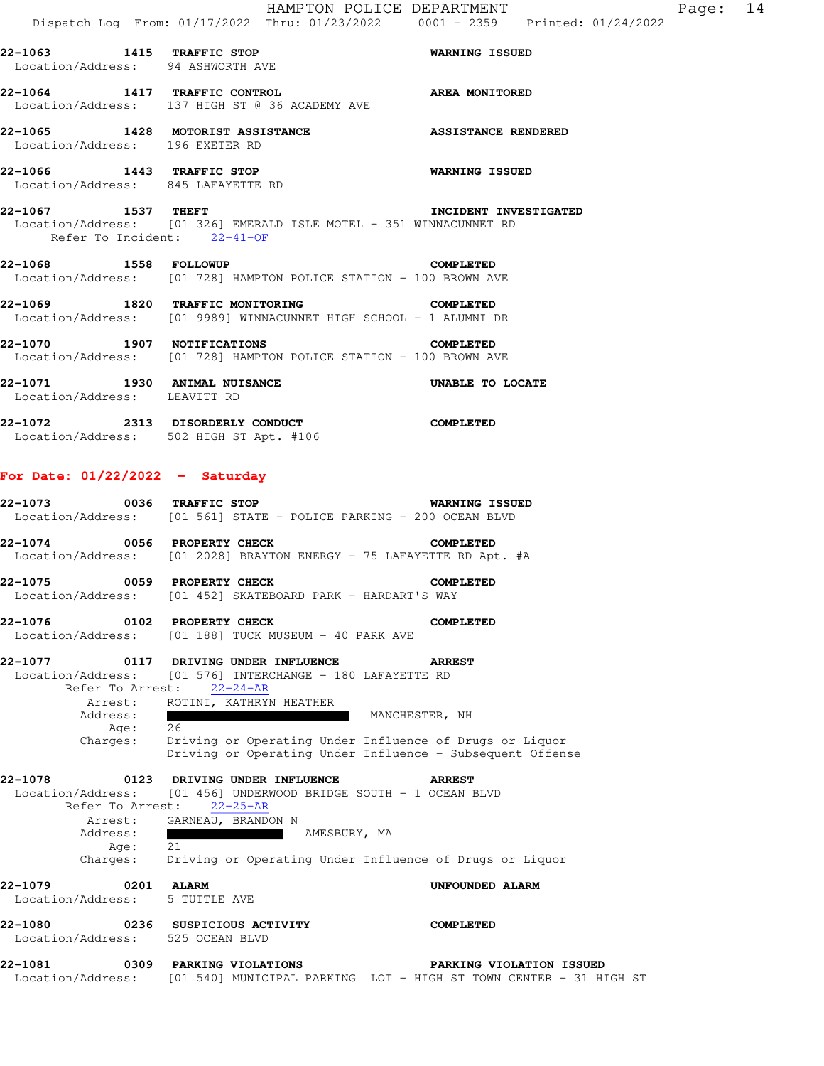**22-1063 1415 TRAFFIC STOP** — WARNING ISSUED
Location/Address: 94 ASHWORTH AVE

**22-1064 1417 TRAFFIC CONTROL** — AREA MONITORED
Location/Address: 137 HIGH ST @ 36 ACADEMY AVE

**22-1065 1428 MOTORIST ASSISTANCE** — ASSISTANCE RENDERED
Location/Address: 196 EXETER RD

**22-1066 1443 TRAFFIC STOP** — WARNING ISSUED
Location/Address: 845 LAFAYETTE RD

**22-1067 1537 THEFT** — INCIDENT INVESTIGATED
Location/Address: [01 326] EMERALD ISLE MOTEL - 351 WINNACUNNET RD
Refer To Incident: 22-41-OF

**22-1068 1558 FOLLOWUP** — COMPLETED
Location/Address: [01 728] HAMPTON POLICE STATION - 100 BROWN AVE

**22-1069 1820 TRAFFIC MONITORING** — COMPLETED
Location/Address: [01 9989] WINNACUNNET HIGH SCHOOL - 1 ALUMNI DR

**22-1070 1907 NOTIFICATIONS** — COMPLETED
Location/Address: [01 728] HAMPTON POLICE STATION - 100 BROWN AVE

**22-1071 1930 ANIMAL NUISANCE** — UNABLE TO LOCATE
Location/Address: LEAVITT RD

**22-1072 2313 DISORDERLY CONDUCT** — COMPLETED
Location/Address: 502 HIGH ST Apt. #106

## For Date: 01/22/2022 - Saturday

**22-1073 0036 TRAFFIC STOP** — WARNING ISSUED
Location/Address: [01 561] STATE - POLICE PARKING - 200 OCEAN BLVD

**22-1074 0056 PROPERTY CHECK** — COMPLETED
Location/Address: [01 2028] BRAYTON ENERGY - 75 LAFAYETTE RD Apt. #A

**22-1075 0059 PROPERTY CHECK** — COMPLETED
Location/Address: [01 452] SKATEBOARD PARK - HARDART'S WAY

**22-1076 0102 PROPERTY CHECK** — COMPLETED
Location/Address: [01 188] TUCK MUSEUM - 40 PARK AVE

**22-1077 0117 DRIVING UNDER INFLUENCE** — ARREST
Location/Address: [01 576] INTERCHANGE - 180 LAFAYETTE RD
Refer To Arrest: 22-24-AR
Arrest: ROTINI, KATHRYN HEATHER
Address: ███████ MANCHESTER, NH
Age: 26
Charges: Driving or Operating Under Influence of Drugs or Liquor
Driving or Operating Under Influence - Subsequent Offense

**22-1078 0123 DRIVING UNDER INFLUENCE** — ARREST
Location/Address: [01 456] UNDERWOOD BRIDGE SOUTH - 1 OCEAN BLVD
Refer To Arrest: 22-25-AR
Arrest: GARNEAU, BRANDON N
Address: ███████ AMESBURY, MA
Age: 21
Charges: Driving or Operating Under Influence of Drugs or Liquor

**22-1079 0201 ALARM** — UNFOUNDED ALARM
Location/Address: 5 TUTTLE AVE

**22-1080 0236 SUSPICIOUS ACTIVITY** — COMPLETED
Location/Address: 525 OCEAN BLVD

**22-1081 0309 PARKING VIOLATIONS** — PARKING VIOLATION ISSUED
Location/Address: [01 540] MUNICIPAL PARKING LOT - HIGH ST TOWN CENTER - 31 HIGH ST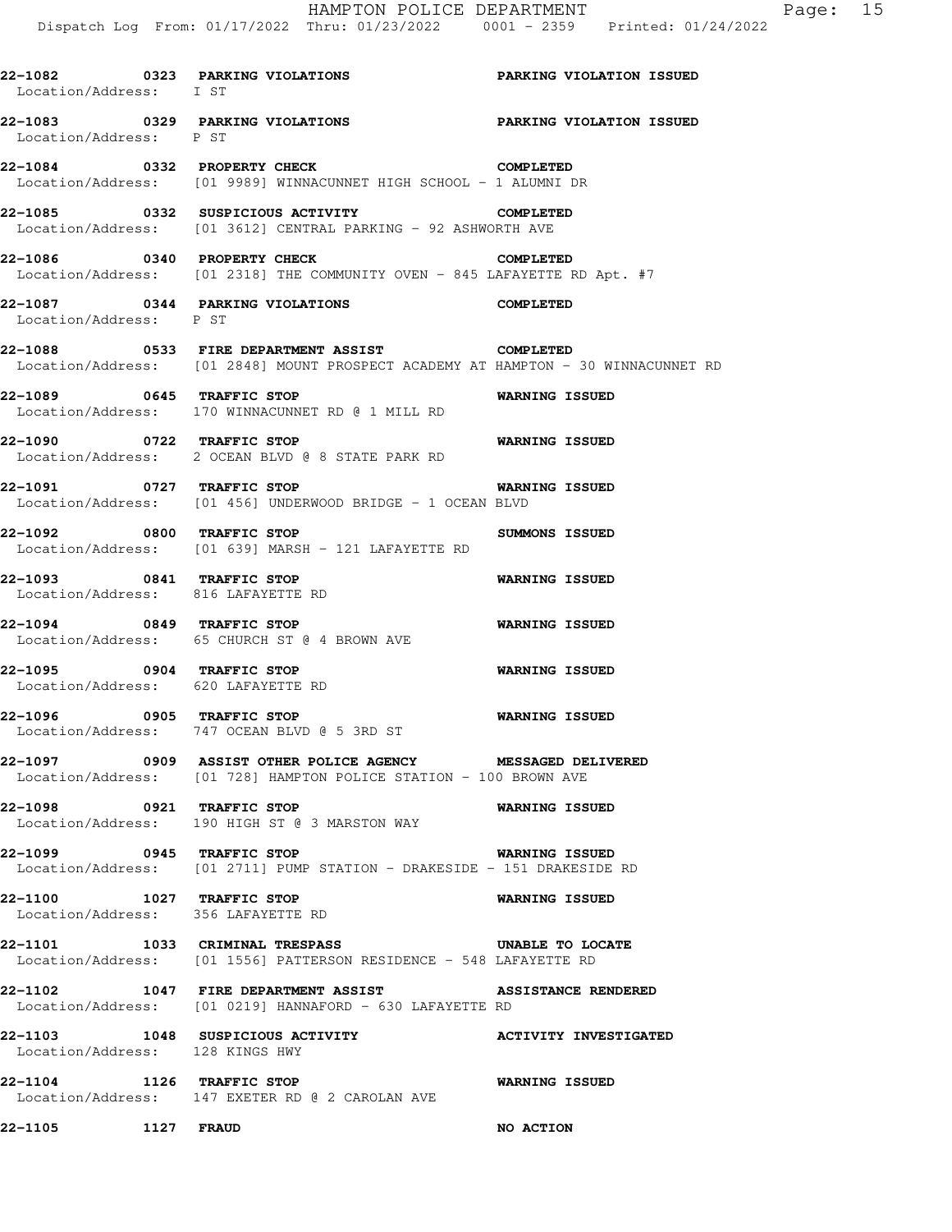**22-1082 0323 PARKING VIOLATIONS PARKING VIOLATION ISSUED**
Location/Address: I ST

**22-1083 0329 PARKING VIOLATIONS PARKING VIOLATION ISSUED**
Location/Address: P ST

**22-1084 0332 PROPERTY CHECK COMPLETED**
Location/Address: [01 9989] WINNACUNNET HIGH SCHOOL - 1 ALUMNI DR

**22-1085 0332 SUSPICIOUS ACTIVITY COMPLETED**
Location/Address: [01 3612] CENTRAL PARKING - 92 ASHWORTH AVE

**22-1086 0340 PROPERTY CHECK COMPLETED**
Location/Address: [01 2318] THE COMMUNITY OVEN - 845 LAFAYETTE RD Apt. #7

**22-1087 0344 PARKING VIOLATIONS COMPLETED**
Location/Address: P ST

**22-1088 0533 FIRE DEPARTMENT ASSIST COMPLETED**
Location/Address: [01 2848] MOUNT PROSPECT ACADEMY AT HAMPTON - 30 WINNACUNNET RD

**22-1089 0645 TRAFFIC STOP WARNING ISSUED**
Location/Address: 170 WINNACUNNET RD @ 1 MILL RD

**22-1090 0722 TRAFFIC STOP WARNING ISSUED**
Location/Address: 2 OCEAN BLVD @ 8 STATE PARK RD

**22-1091 0727 TRAFFIC STOP WARNING ISSUED**
Location/Address: [01 456] UNDERWOOD BRIDGE - 1 OCEAN BLVD

**22-1092 0800 TRAFFIC STOP SUMMONS ISSUED**
Location/Address: [01 639] MARSH - 121 LAFAYETTE RD

**22-1093 0841 TRAFFIC STOP WARNING ISSUED**
Location/Address: 816 LAFAYETTE RD

**22-1094 0849 TRAFFIC STOP WARNING ISSUED**
Location/Address: 65 CHURCH ST @ 4 BROWN AVE

**22-1095 0904 TRAFFIC STOP WARNING ISSUED**
Location/Address: 620 LAFAYETTE RD

**22-1096 0905 TRAFFIC STOP WARNING ISSUED**
Location/Address: 747 OCEAN BLVD @ 5 3RD ST

**22-1097 0909 ASSIST OTHER POLICE AGENCY MESSAGED DELIVERED**
Location/Address: [01 728] HAMPTON POLICE STATION - 100 BROWN AVE

**22-1098 0921 TRAFFIC STOP WARNING ISSUED**
Location/Address: 190 HIGH ST @ 3 MARSTON WAY

**22-1099 0945 TRAFFIC STOP WARNING ISSUED**
Location/Address: [01 2711] PUMP STATION - DRAKESIDE - 151 DRAKESIDE RD

**22-1100 1027 TRAFFIC STOP WARNING ISSUED**
Location/Address: 356 LAFAYETTE RD

**22-1101 1033 CRIMINAL TRESPASS UNABLE TO LOCATE**
Location/Address: [01 1556] PATTERSON RESIDENCE - 548 LAFAYETTE RD

**22-1102 1047 FIRE DEPARTMENT ASSIST ASSISTANCE RENDERED**
Location/Address: [01 0219] HANNAFORD - 630 LAFAYETTE RD

**22-1103 1048 SUSPICIOUS ACTIVITY ACTIVITY INVESTIGATED**
Location/Address: 128 KINGS HWY

**22-1104 1126 TRAFFIC STOP WARNING ISSUED**
Location/Address: 147 EXETER RD @ 2 CAROLAN AVE

**22-1105 1127 FRAUD NO ACTION**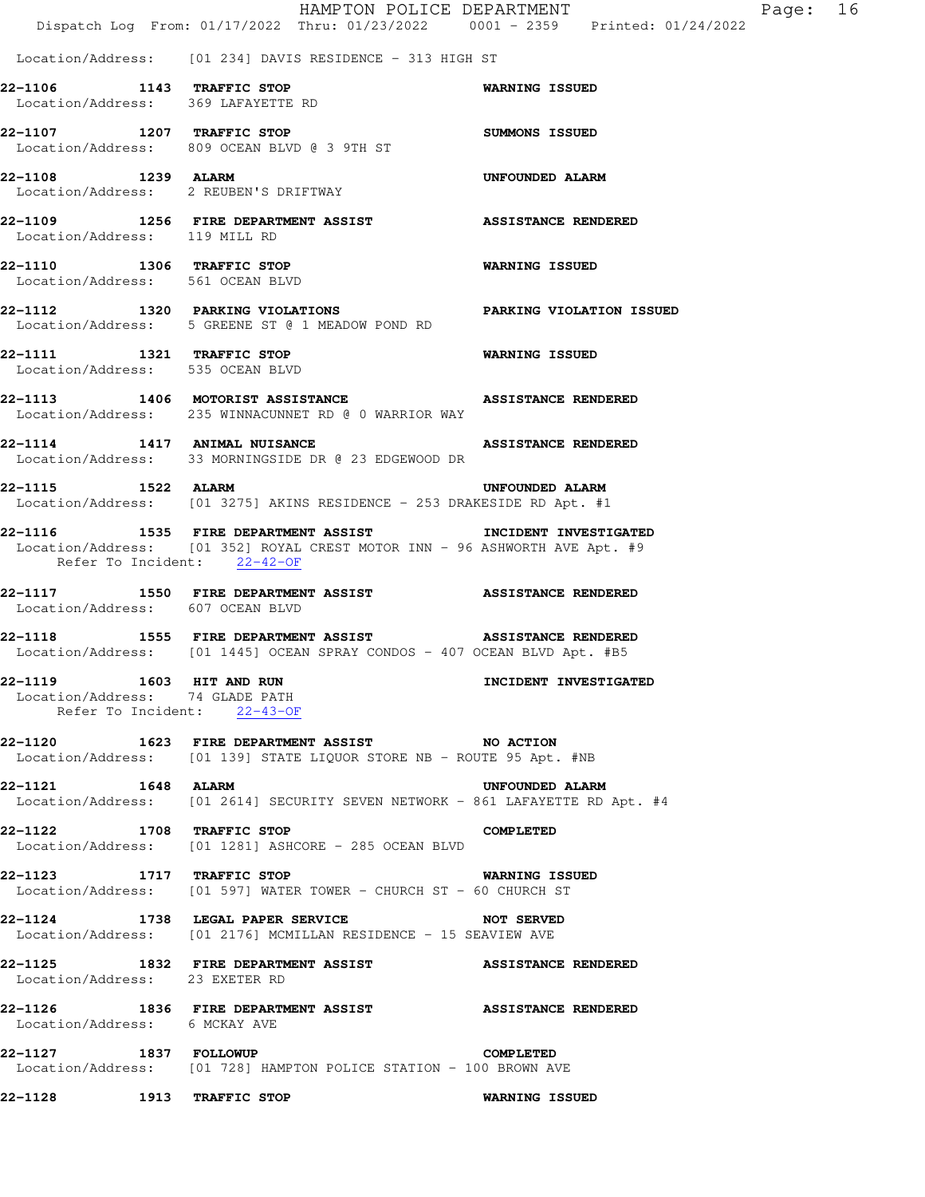Location/Address: [01 234] DAVIS RESIDENCE - 313 HIGH ST

**22-1106 1143 TRAFFIC STOP** **WARNING ISSUED**
Location/Address: 369 LAFAYETTE RD

**22-1107 1207 TRAFFIC STOP** **SUMMONS ISSUED**
Location/Address: 809 OCEAN BLVD @ 3 9TH ST

**22-1108 1239 ALARM** **UNFOUNDED ALARM**
Location/Address: 2 REUBEN'S DRIFTWAY

**22-1109 1256 FIRE DEPARTMENT ASSIST** **ASSISTANCE RENDERED**
Location/Address: 119 MILL RD

**22-1110 1306 TRAFFIC STOP** **WARNING ISSUED**
Location/Address: 561 OCEAN BLVD

**22-1112 1320 PARKING VIOLATIONS** **PARKING VIOLATION ISSUED**
Location/Address: 5 GREENE ST @ 1 MEADOW POND RD

**22-1111 1321 TRAFFIC STOP** **WARNING ISSUED**
Location/Address: 535 OCEAN BLVD

**22-1113 1406 MOTORIST ASSISTANCE** **ASSISTANCE RENDERED**
Location/Address: 235 WINNACUNNET RD @ 0 WARRIOR WAY

**22-1114 1417 ANIMAL NUISANCE** **ASSISTANCE RENDERED**
Location/Address: 33 MORNINGSIDE DR @ 23 EDGEWOOD DR

**22-1115 1522 ALARM** **UNFOUNDED ALARM**
Location/Address: [01 3275] AKINS RESIDENCE - 253 DRAKESIDE RD Apt. #1

**22-1116 1535 FIRE DEPARTMENT ASSIST** **INCIDENT INVESTIGATED**
Location/Address: [01 352] ROYAL CREST MOTOR INN - 96 ASHWORTH AVE Apt. #9
Refer To Incident: 22-42-OF

**22-1117 1550 FIRE DEPARTMENT ASSIST** **ASSISTANCE RENDERED**
Location/Address: 607 OCEAN BLVD

**22-1118 1555 FIRE DEPARTMENT ASSIST** **ASSISTANCE RENDERED**
Location/Address: [01 1445] OCEAN SPRAY CONDOS - 407 OCEAN BLVD Apt. #B5

**22-1119 1603 HIT AND RUN** **INCIDENT INVESTIGATED**
Location/Address: 74 GLADE PATH
Refer To Incident: 22-43-OF

**22-1120 1623 FIRE DEPARTMENT ASSIST** **NO ACTION**
Location/Address: [01 139] STATE LIQUOR STORE NB - ROUTE 95 Apt. #NB

**22-1121 1648 ALARM** **UNFOUNDED ALARM**
Location/Address: [01 2614] SECURITY SEVEN NETWORK - 861 LAFAYETTE RD Apt. #4

**22-1122 1708 TRAFFIC STOP** **COMPLETED**
Location/Address: [01 1281] ASHCORE - 285 OCEAN BLVD

**22-1123 1717 TRAFFIC STOP** **WARNING ISSUED**
Location/Address: [01 597] WATER TOWER - CHURCH ST - 60 CHURCH ST

**22-1124 1738 LEGAL PAPER SERVICE** **NOT SERVED**
Location/Address: [01 2176] MCMILLAN RESIDENCE - 15 SEAVIEW AVE

**22-1125 1832 FIRE DEPARTMENT ASSIST** **ASSISTANCE RENDERED**
Location/Address: 23 EXETER RD

**22-1126 1836 FIRE DEPARTMENT ASSIST** **ASSISTANCE RENDERED**
Location/Address: 6 MCKAY AVE

**22-1127 1837 FOLLOWUP** **COMPLETED**
Location/Address: [01 728] HAMPTON POLICE STATION - 100 BROWN AVE

**22-1128 1913 TRAFFIC STOP** **WARNING ISSUED**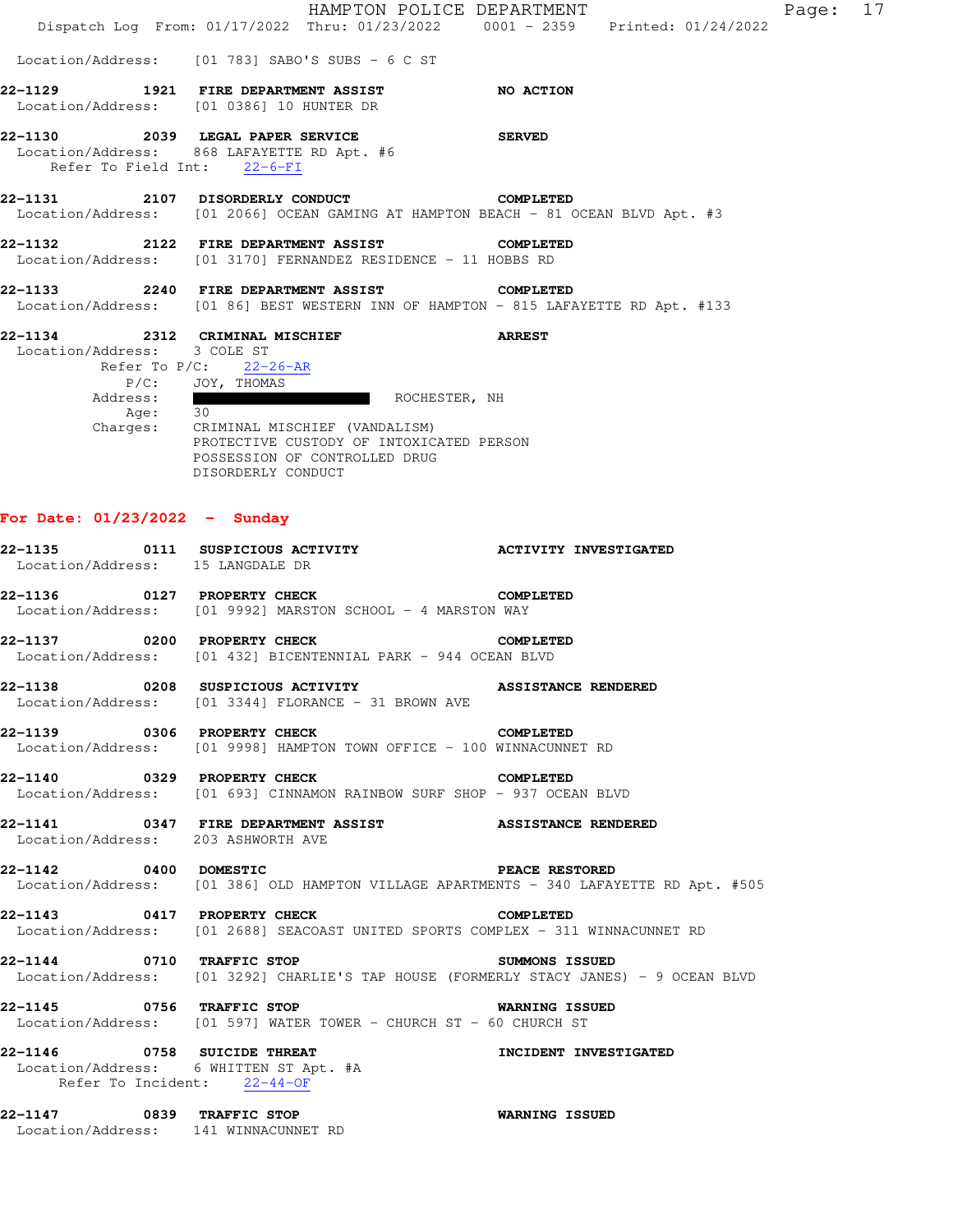Location/Address: [01 783] SABO'S SUBS - 6 C ST

**22-1129 1921 FIRE DEPARTMENT ASSIST** **NO ACTION**
Location/Address: [01 0386] 10 HUNTER DR

**22-1130 2039 LEGAL PAPER SERVICE** **SERVED**
Location/Address: 868 LAFAYETTE RD Apt. #6
Refer To Field Int: 22-6-FI

**22-1131 2107 DISORDERLY CONDUCT** **COMPLETED**
Location/Address: [01 2066] OCEAN GAMING AT HAMPTON BEACH - 81 OCEAN BLVD Apt. #3

**22-1132 2122 FIRE DEPARTMENT ASSIST** **COMPLETED**
Location/Address: [01 3170] FERNANDEZ RESIDENCE - 11 HOBBS RD

**22-1133 2240 FIRE DEPARTMENT ASSIST** **COMPLETED**
Location/Address: [01 86] BEST WESTERN INN OF HAMPTON - 815 LAFAYETTE RD Apt. #133

**22-1134 2312 CRIMINAL MISCHIEF** **ARREST**
Location/Address: 3 COLE ST
Refer To P/C: 22-26-AR
P/C: JOY, THOMAS
Address: ROCHESTER, NH
Age: 30
Charges: CRIMINAL MISCHIEF (VANDALISM)
PROTECTIVE CUSTODY OF INTOXICATED PERSON
POSSESSION OF CONTROLLED DRUG
DISORDERLY CONDUCT

## For Date: 01/23/2022 - Sunday

**22-1135 0111 SUSPICIOUS ACTIVITY** **ACTIVITY INVESTIGATED**
Location/Address: 15 LANGDALE DR

**22-1136 0127 PROPERTY CHECK** **COMPLETED**
Location/Address: [01 9992] MARSTON SCHOOL - 4 MARSTON WAY

**22-1137 0200 PROPERTY CHECK** **COMPLETED**
Location/Address: [01 432] BICENTENNIAL PARK - 944 OCEAN BLVD

**22-1138 0208 SUSPICIOUS ACTIVITY** **ASSISTANCE RENDERED**
Location/Address: [01 3344] FLORANCE - 31 BROWN AVE

**22-1139 0306 PROPERTY CHECK** **COMPLETED**
Location/Address: [01 9998] HAMPTON TOWN OFFICE - 100 WINNACUNNET RD

**22-1140 0329 PROPERTY CHECK** **COMPLETED**
Location/Address: [01 693] CINNAMON RAINBOW SURF SHOP - 937 OCEAN BLVD

**22-1141 0347 FIRE DEPARTMENT ASSIST** **ASSISTANCE RENDERED**
Location/Address: 203 ASHWORTH AVE

**22-1142 0400 DOMESTIC** **PEACE RESTORED**
Location/Address: [01 386] OLD HAMPTON VILLAGE APARTMENTS - 340 LAFAYETTE RD Apt. #505

**22-1143 0417 PROPERTY CHECK** **COMPLETED**
Location/Address: [01 2688] SEACOAST UNITED SPORTS COMPLEX - 311 WINNACUNNET RD

**22-1144 0710 TRAFFIC STOP** **SUMMONS ISSUED**
Location/Address: [01 3292] CHARLIE'S TAP HOUSE (FORMERLY STACY JANES) - 9 OCEAN BLVD

**22-1145 0756 TRAFFIC STOP** **WARNING ISSUED**
Location/Address: [01 597] WATER TOWER - CHURCH ST - 60 CHURCH ST

**22-1146 0758 SUICIDE THREAT** **INCIDENT INVESTIGATED**
Location/Address: 6 WHITTEN ST Apt. #A
Refer To Incident: 22-44-OF

**22-1147 0839 TRAFFIC STOP** **WARNING ISSUED**
Location/Address: 141 WINNACUNNET RD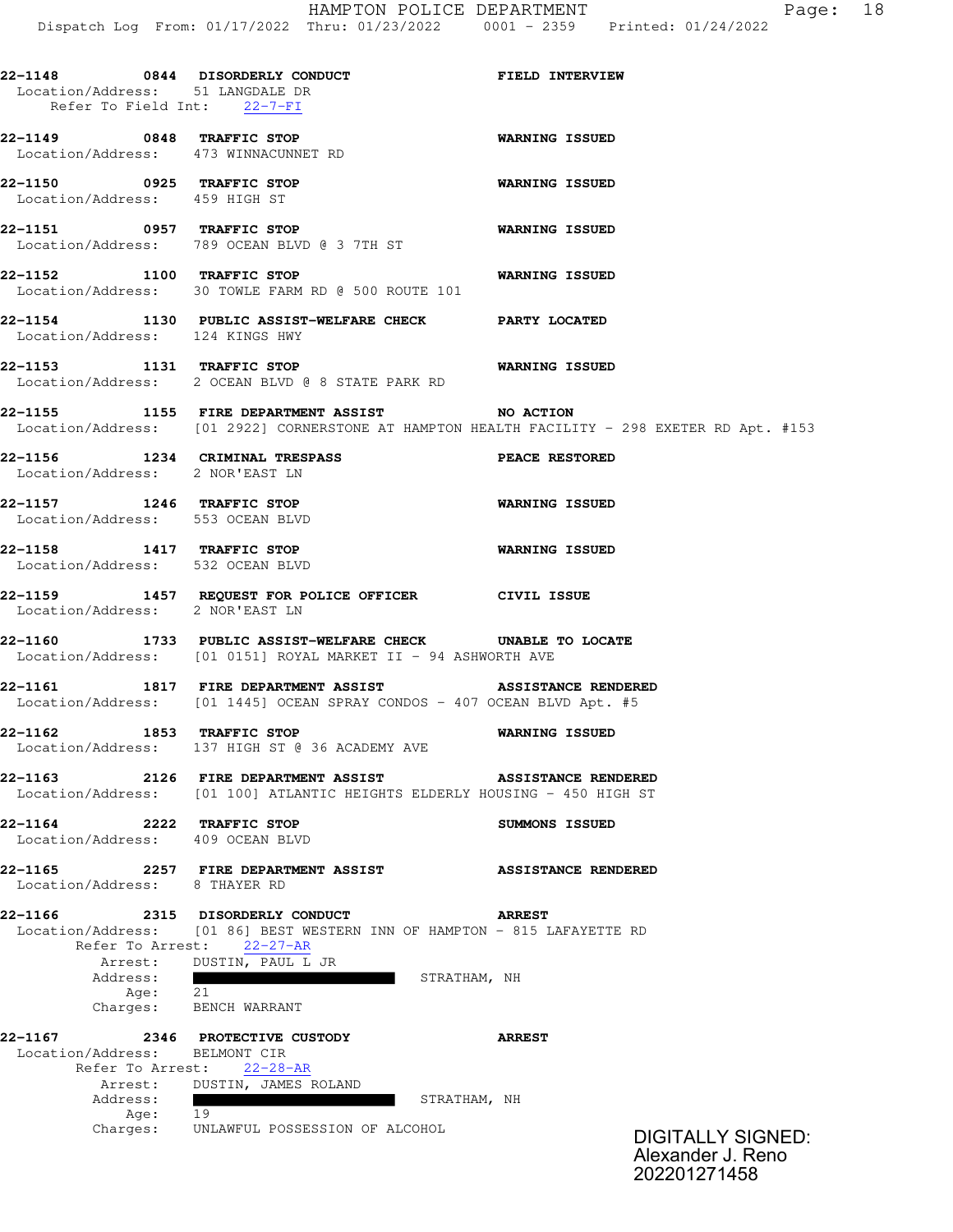22-1148 0844 **DISORDERLY CONDUCT** **FIELD INTERVIEW**
Location/Address: 51 LANGDALE DR
Refer To Field Int: 22-7-FI

22-1149 0848 **TRAFFIC STOP** **WARNING ISSUED**
Location/Address: 473 WINNACUNNET RD

22-1150 0925 **TRAFFIC STOP** **WARNING ISSUED**
Location/Address: 459 HIGH ST

22-1151 0957 **TRAFFIC STOP** **WARNING ISSUED**
Location/Address: 789 OCEAN BLVD @ 3 7TH ST

22-1152 1100 **TRAFFIC STOP** **WARNING ISSUED**
Location/Address: 30 TOWLE FARM RD @ 500 ROUTE 101

22-1154 1130 **PUBLIC ASSIST-WELFARE CHECK** **PARTY LOCATED**
Location/Address: 124 KINGS HWY

22-1153 1131 **TRAFFIC STOP** **WARNING ISSUED**
Location/Address: 2 OCEAN BLVD @ 8 STATE PARK RD

22-1155 1155 **FIRE DEPARTMENT ASSIST** **NO ACTION**
Location/Address: [01 2922] CORNERSTONE AT HAMPTON HEALTH FACILITY - 298 EXETER RD Apt. #153

22-1156 1234 **CRIMINAL TRESPASS** **PEACE RESTORED**
Location/Address: 2 NOR'EAST LN

22-1157 1246 **TRAFFIC STOP** **WARNING ISSUED**
Location/Address: 553 OCEAN BLVD

22-1158 1417 **TRAFFIC STOP** **WARNING ISSUED**
Location/Address: 532 OCEAN BLVD

22-1159 1457 **REQUEST FOR POLICE OFFICER** **CIVIL ISSUE**
Location/Address: 2 NOR'EAST LN

22-1160 1733 **PUBLIC ASSIST-WELFARE CHECK** **UNABLE TO LOCATE**
Location/Address: [01 0151] ROYAL MARKET II - 94 ASHWORTH AVE

22-1161 1817 **FIRE DEPARTMENT ASSIST** **ASSISTANCE RENDERED**
Location/Address: [01 1445] OCEAN SPRAY CONDOS - 407 OCEAN BLVD Apt. #5

22-1162 1853 **TRAFFIC STOP** **WARNING ISSUED**
Location/Address: 137 HIGH ST @ 36 ACADEMY AVE

22-1163 2126 **FIRE DEPARTMENT ASSIST** **ASSISTANCE RENDERED**
Location/Address: [01 100] ATLANTIC HEIGHTS ELDERLY HOUSING - 450 HIGH ST

22-1164 2222 **TRAFFIC STOP** **SUMMONS ISSUED**
Location/Address: 409 OCEAN BLVD

22-1165 2257 **FIRE DEPARTMENT ASSIST** **ASSISTANCE RENDERED**
Location/Address: 8 THAYER RD

22-1166 2315 **DISORDERLY CONDUCT** **ARREST**
Location/Address: [01 86] BEST WESTERN INN OF HAMPTON - 815 LAFAYETTE RD
Refer To Arrest: 22-27-AR
Arrest: DUSTIN, PAUL L JR
Address: STRATHAM, NH
Age: 21
Charges: BENCH WARRANT

22-1167 2346 **PROTECTIVE CUSTODY** **ARREST**
Location/Address: BELMONT CIR
Refer To Arrest: 22-28-AR
Arrest: DUSTIN, JAMES ROLAND
Address: STRATHAM, NH
Age: 19
Charges: UNLAWFUL POSSESSION OF ALCOHOL

DIGITALLY SIGNED:
Alexander J. Reno
202201271458